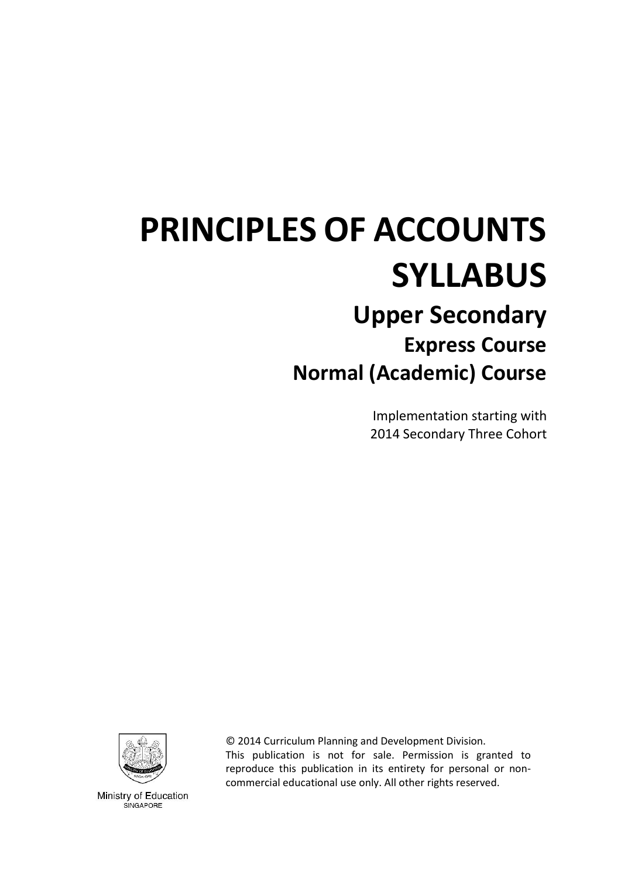# PRINCIPLES OF ACCOUNTS SYLLABUS

## Upper Secondary

### Express Course

### Normal (Academic) Course

Implementation starting with
2014 Secondary Three Cohort

Ministry of Education
SINGAPORE

© 2014 Curriculum Planning and Development Division.
This publication is not for sale. Permission is granted to reproduce this publication in its entirety for personal or non-commercial educational use only. All other rights reserved.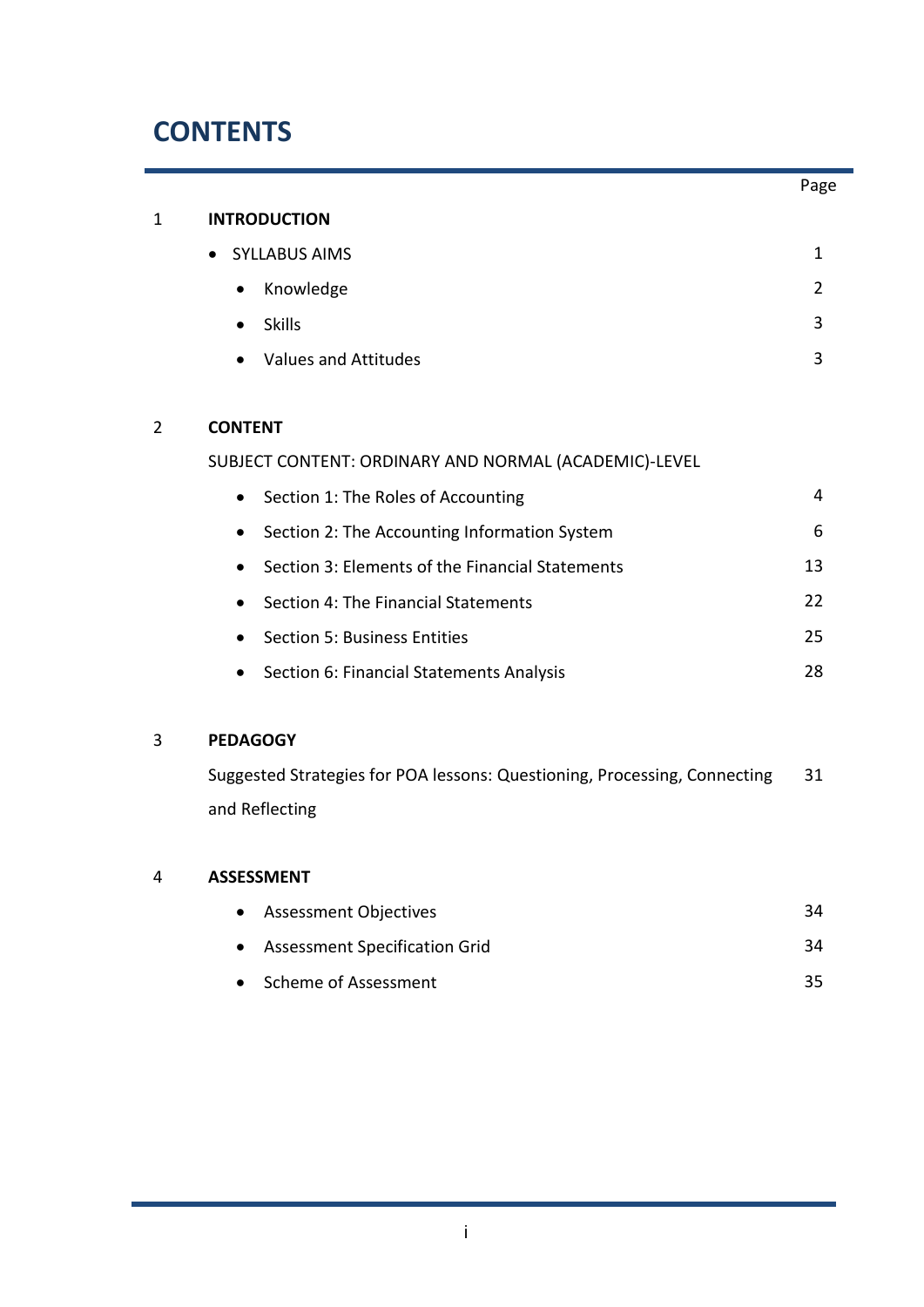# CONTENTS

| | | Page |
|---|---|---|
| 1 | **INTRODUCTION** | |
| | • SYLLABUS AIMS | 1 |
| | • Knowledge | 2 |
| | • Skills | 3 |
| | • Values and Attitudes | 3 |
| 2 | **CONTENT** | |
| | SUBJECT CONTENT: ORDINARY AND NORMAL (ACADEMIC)-LEVEL | |
| | • Section 1: The Roles of Accounting | 4 |
| | • Section 2: The Accounting Information System | 6 |
| | • Section 3: Elements of the Financial Statements | 13 |
| | • Section 4: The Financial Statements | 22 |
| | • Section 5: Business Entities | 25 |
| | • Section 6: Financial Statements Analysis | 28 |
| 3 | **PEDAGOGY** | |
| | Suggested Strategies for POA lessons: Questioning, Processing, Connecting and Reflecting | 31 |
| 4 | **ASSESSMENT** | |
| | • Assessment Objectives | 34 |
| | • Assessment Specification Grid | 34 |
| | • Scheme of Assessment | 35 |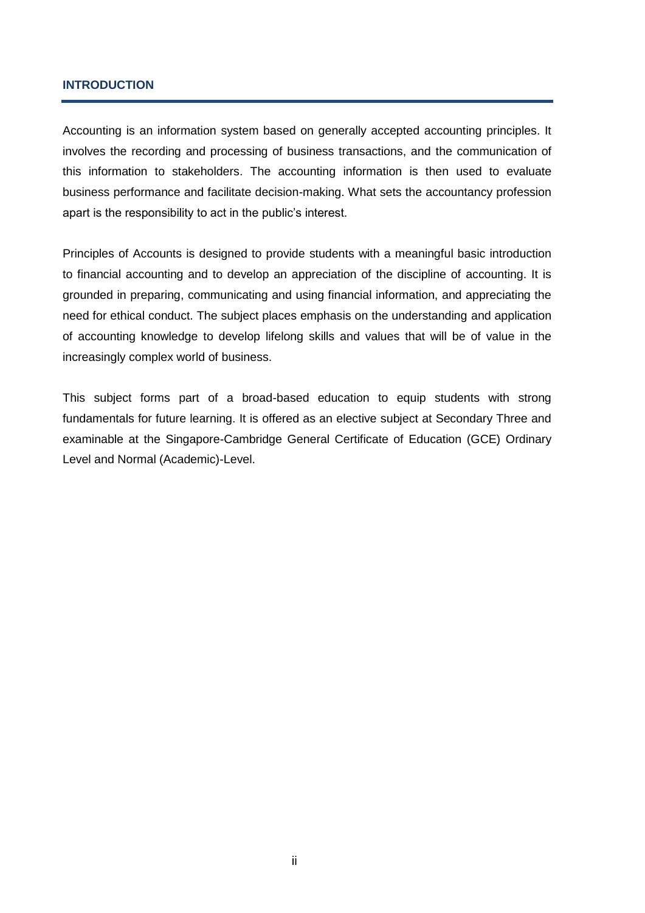## INTRODUCTION

Accounting is an information system based on generally accepted accounting principles. It involves the recording and processing of business transactions, and the communication of this information to stakeholders. The accounting information is then used to evaluate business performance and facilitate decision-making. What sets the accountancy profession apart is the responsibility to act in the public's interest.

Principles of Accounts is designed to provide students with a meaningful basic introduction to financial accounting and to develop an appreciation of the discipline of accounting. It is grounded in preparing, communicating and using financial information, and appreciating the need for ethical conduct. The subject places emphasis on the understanding and application of accounting knowledge to develop lifelong skills and values that will be of value in the increasingly complex world of business.

This subject forms part of a broad-based education to equip students with strong fundamentals for future learning. It is offered as an elective subject at Secondary Three and examinable at the Singapore-Cambridge General Certificate of Education (GCE) Ordinary Level and Normal (Academic)-Level.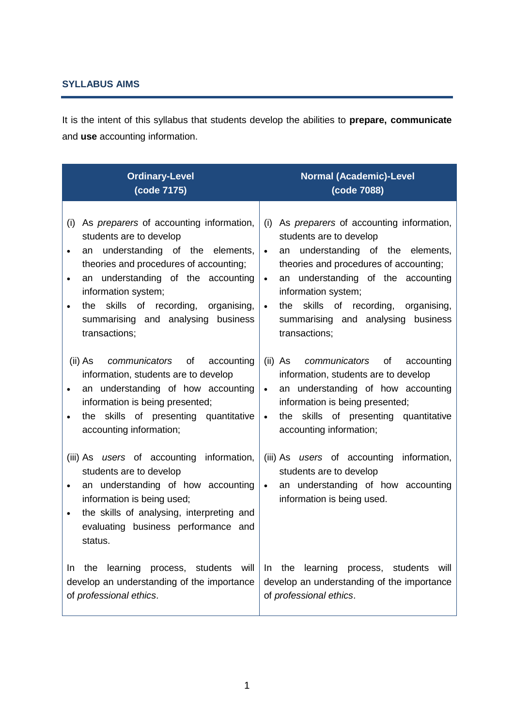## SYLLABUS AIMS

It is the intent of this syllabus that students develop the abilities to **prepare, communicate** and **use** accounting information.

| **Ordinary-Level (code 7175)** | **Normal (Academic)-Level (code 7088)** |
|---|---|
| (i) As *preparers* of accounting information, students are to develop<br>• an understanding of the elements, theories and procedures of accounting;<br>• an understanding of the accounting information system;<br>• the skills of recording, organising, summarising and analysing business transactions; | (i) As *preparers* of accounting information, students are to develop<br>• an understanding of the elements, theories and procedures of accounting;<br>• an understanding of the accounting information system;<br>• the skills of recording, organising, summarising and analysing business transactions; |
| (ii) As *communicators* of accounting information, students are to develop<br>• an understanding of how accounting information is being presented;<br>• the skills of presenting quantitative accounting information; | (ii) As *communicators* of accounting information, students are to develop<br>• an understanding of how accounting information is being presented;<br>• the skills of presenting quantitative accounting information; |
| (iii) As *users* of accounting information, students are to develop<br>• an understanding of how accounting information is being used;<br>• the skills of analysing, interpreting and evaluating business performance and status. | (iii) As *users* of accounting information, students are to develop<br>• an understanding of how accounting information is being used. |
| In the learning process, students will develop an understanding of the importance of *professional ethics*. | In the learning process, students will develop an understanding of the importance of *professional ethics*. |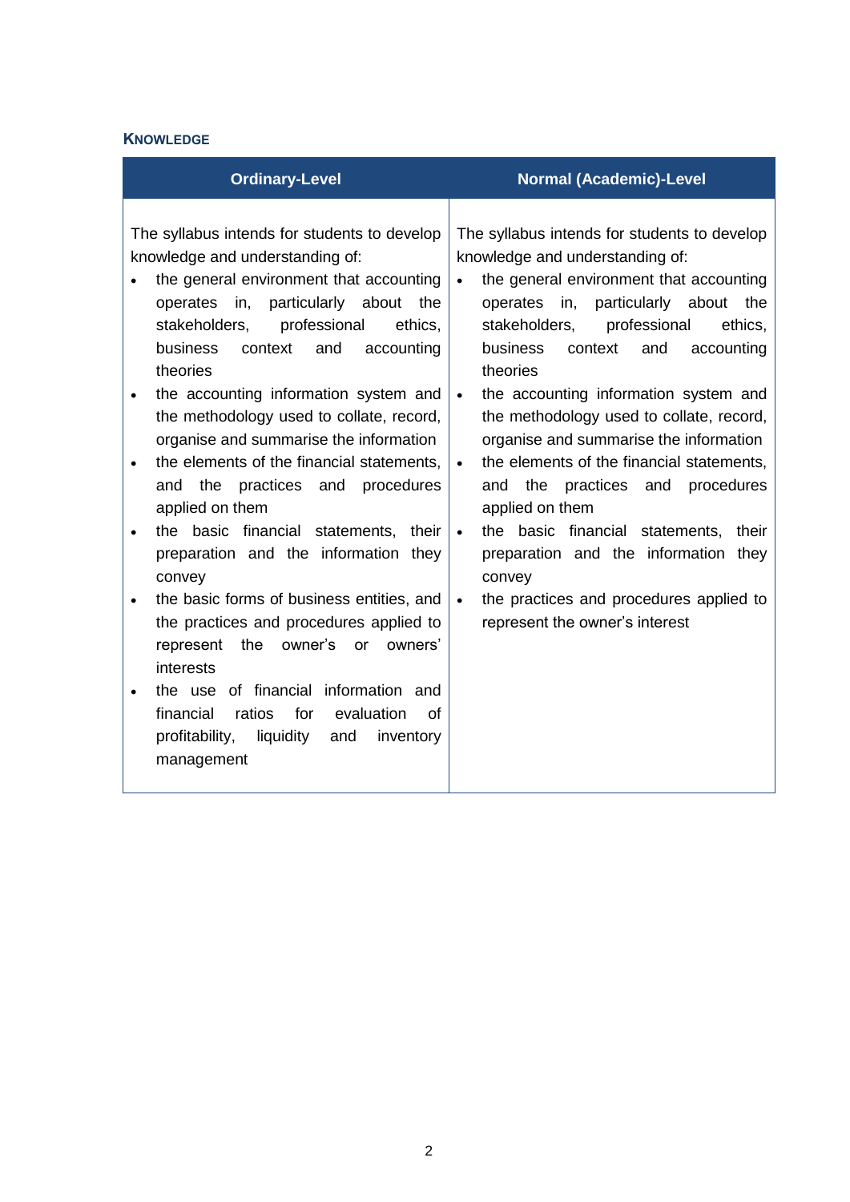### KNOWLEDGE

| Ordinary-Level | Normal (Academic)-Level |
|---|---|
| The syllabus intends for students to develop knowledge and understanding of:<br>• the general environment that accounting operates in, particularly about the stakeholders, professional ethics, business context and accounting theories<br>• the accounting information system and the methodology used to collate, record, organise and summarise the information<br>• the elements of the financial statements, and the practices and procedures applied on them<br>• the basic financial statements, their preparation and the information they convey<br>• the basic forms of business entities, and the practices and procedures applied to represent the owner's or owners' interests<br>• the use of financial information and financial ratios for evaluation of profitability, liquidity and inventory management | The syllabus intends for students to develop knowledge and understanding of:<br>• the general environment that accounting operates in, particularly about the stakeholders, professional ethics, business context and accounting theories<br>• the accounting information system and the methodology used to collate, record, organise and summarise the information<br>• the elements of the financial statements, and the practices and procedures applied on them<br>• the basic financial statements, their preparation and the information they convey<br>• the practices and procedures applied to represent the owner's interest |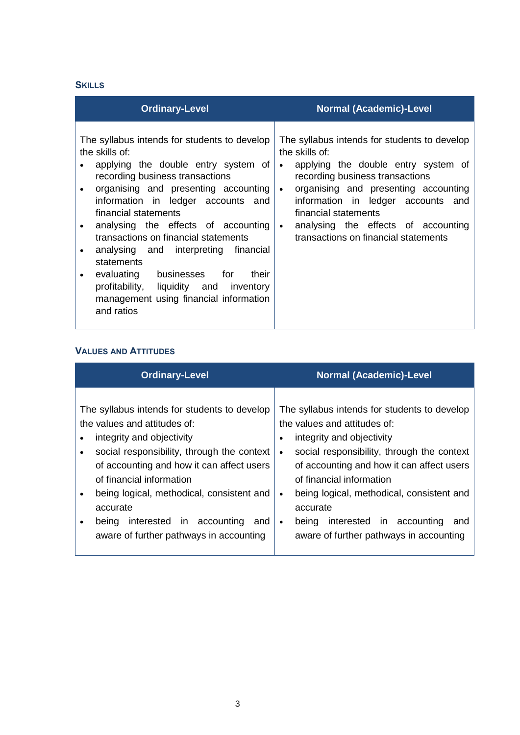### SKILLS

| Ordinary-Level | Normal (Academic)-Level |
|---|---|
| The syllabus intends for students to develop the skills of:<br>• applying the double entry system of recording business transactions<br>• organising and presenting accounting information in ledger accounts and financial statements<br>• analysing the effects of accounting transactions on financial statements<br>• analysing and interpreting financial statements<br>• evaluating businesses for their profitability, liquidity and inventory management using financial information and ratios | The syllabus intends for students to develop the skills of:<br>• applying the double entry system of recording business transactions<br>• organising and presenting accounting information in ledger accounts and financial statements<br>• analysing the effects of accounting transactions on financial statements |

### VALUES AND ATTITUDES

| Ordinary-Level | Normal (Academic)-Level |
|---|---|
| The syllabus intends for students to develop the values and attitudes of:<br>• integrity and objectivity<br>• social responsibility, through the context of accounting and how it can affect users of financial information<br>• being logical, methodical, consistent and accurate<br>• being interested in accounting and aware of further pathways in accounting | The syllabus intends for students to develop the values and attitudes of:<br>• integrity and objectivity<br>• social responsibility, through the context of accounting and how it can affect users of financial information<br>• being logical, methodical, consistent and accurate<br>• being interested in accounting and aware of further pathways in accounting |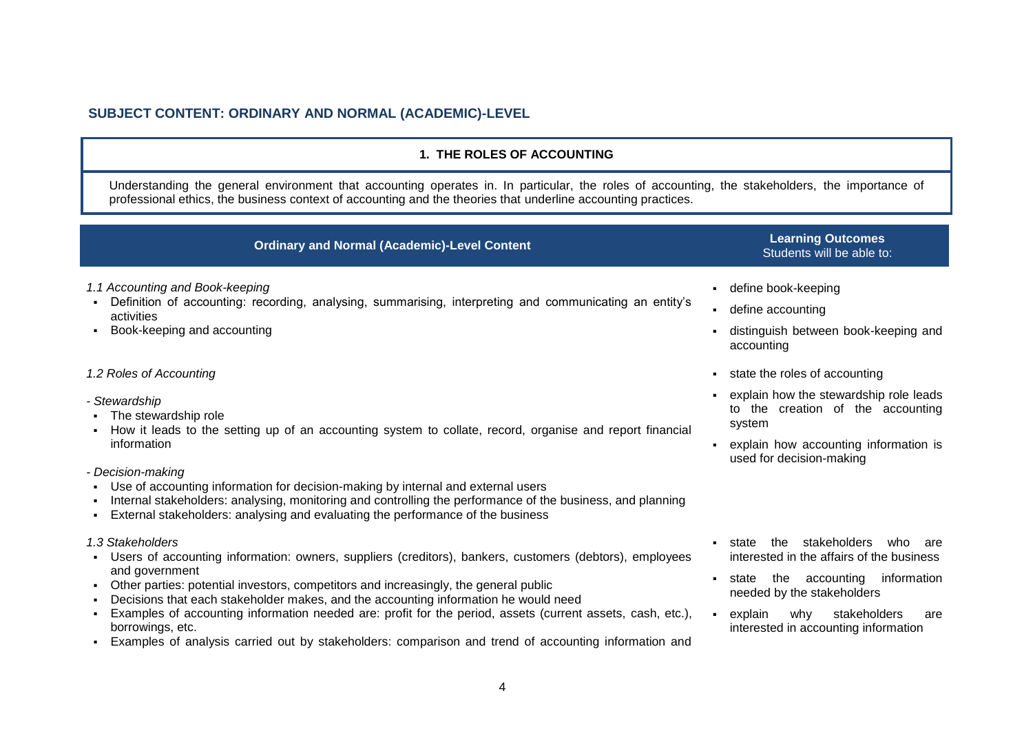## SUBJECT CONTENT: ORDINARY AND NORMAL (ACADEMIC)-LEVEL

### 1. THE ROLES OF ACCOUNTING

Understanding the general environment that accounting operates in. In particular, the roles of accounting, the stakeholders, the importance of professional ethics, the business context of accounting and the theories that underline accounting practices.

| Ordinary and Normal (Academic)-Level Content | Learning Outcomes<br>Students will be able to: |
|---|---|
| *1.1 Accounting and Book-keeping*<br>▪ Definition of accounting: recording, analysing, summarising, interpreting and communicating an entity's activities<br>▪ Book-keeping and accounting | ▪ define book-keeping<br>▪ define accounting<br>▪ distinguish between book-keeping and accounting |
| *1.2 Roles of Accounting*<br><br>*- Stewardship*<br>▪ The stewardship role<br>▪ How it leads to the setting up of an accounting system to collate, record, organise and report financial information<br><br>*- Decision-making*<br>▪ Use of accounting information for decision-making by internal and external users<br>▪ Internal stakeholders: analysing, monitoring and controlling the performance of the business, and planning<br>▪ External stakeholders: analysing and evaluating the performance of the business | ▪ state the roles of accounting<br>▪ explain how the stewardship role leads to the creation of the accounting system<br>▪ explain how accounting information is used for decision-making |
| *1.3 Stakeholders*<br>▪ Users of accounting information: owners, suppliers (creditors), bankers, customers (debtors), employees and government<br>▪ Other parties: potential investors, competitors and increasingly, the general public<br>▪ Decisions that each stakeholder makes, and the accounting information he would need<br>▪ Examples of accounting information needed are: profit for the period, assets (current assets, cash, etc.), borrowings, etc.<br>▪ Examples of analysis carried out by stakeholders: comparison and trend of accounting information and | ▪ state the stakeholders who are interested in the affairs of the business<br>▪ state the accounting information needed by the stakeholders<br>▪ explain why stakeholders are interested in accounting information |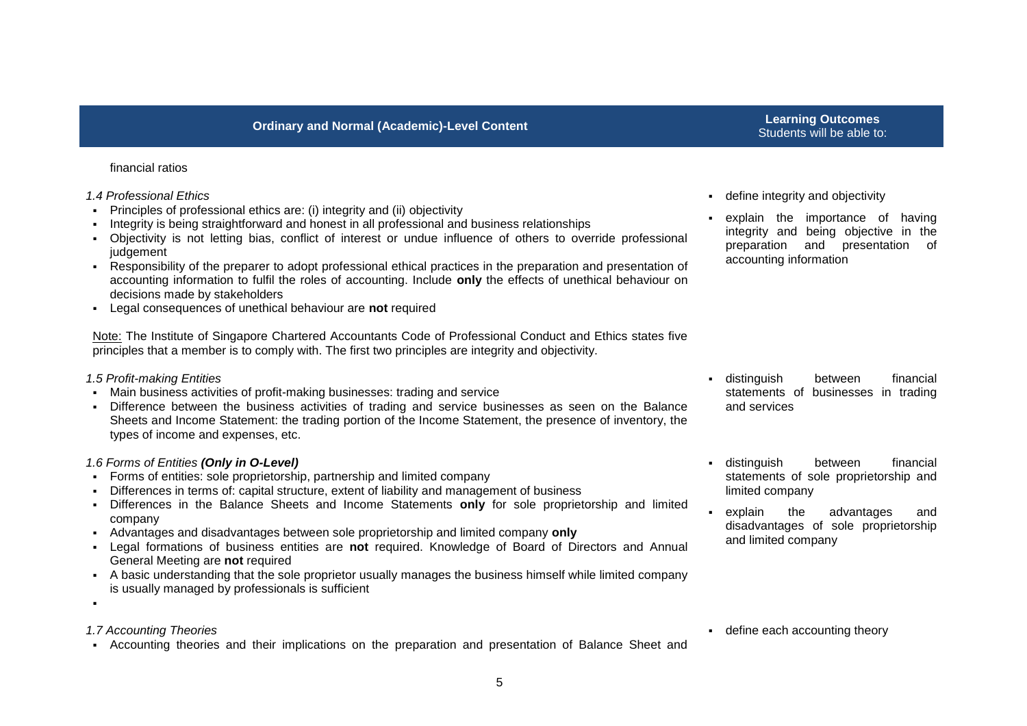| Ordinary and Normal (Academic)-Level Content | Learning Outcomes<br>Students will be able to: |
|---|---|
| financial ratios | |
| *1.4 Professional Ethics*<br>▪ Principles of professional ethics are: (i) integrity and (ii) objectivity<br>▪ Integrity is being straightforward and honest in all professional and business relationships<br>▪ Objectivity is not letting bias, conflict of interest or undue influence of others to override professional judgement<br>▪ Responsibility of the preparer to adopt professional ethical practices in the preparation and presentation of accounting information to fulfil the roles of accounting. Include **only** the effects of unethical behaviour on decisions made by stakeholders<br>▪ Legal consequences of unethical behaviour are **not** required<br><br><u>Note:</u> The Institute of Singapore Chartered Accountants Code of Professional Conduct and Ethics states five principles that a member is to comply with. The first two principles are integrity and objectivity. | ▪ define integrity and objectivity<br>▪ explain the importance of having integrity and being objective in the preparation and presentation of accounting information |
| *1.5 Profit-making Entities*<br>▪ Main business activities of profit-making businesses: trading and service<br>▪ Difference between the business activities of trading and service businesses as seen on the Balance Sheets and Income Statement: the trading portion of the Income Statement, the presence of inventory, the types of income and expenses, etc. | ▪ distinguish between financial statements of businesses in trading and services |
| *1.6 Forms of Entities **(Only in O-Level)***<br>▪ Forms of entities: sole proprietorship, partnership and limited company<br>▪ Differences in terms of: capital structure, extent of liability and management of business<br>▪ Differences in the Balance Sheets and Income Statements **only** for sole proprietorship and limited company<br>▪ Advantages and disadvantages between sole proprietorship and limited company **only**<br>▪ Legal formations of business entities are **not** required. Knowledge of Board of Directors and Annual General Meeting are **not** required<br>▪ A basic understanding that the sole proprietor usually manages the business himself while limited company is usually managed by professionals is sufficient<br>▪ | ▪ distinguish between financial statements of sole proprietorship and limited company<br>▪ explain the advantages and disadvantages of sole proprietorship and limited company |
| *1.7 Accounting Theories*<br>▪ Accounting theories and their implications on the preparation and presentation of Balance Sheet and | ▪ define each accounting theory |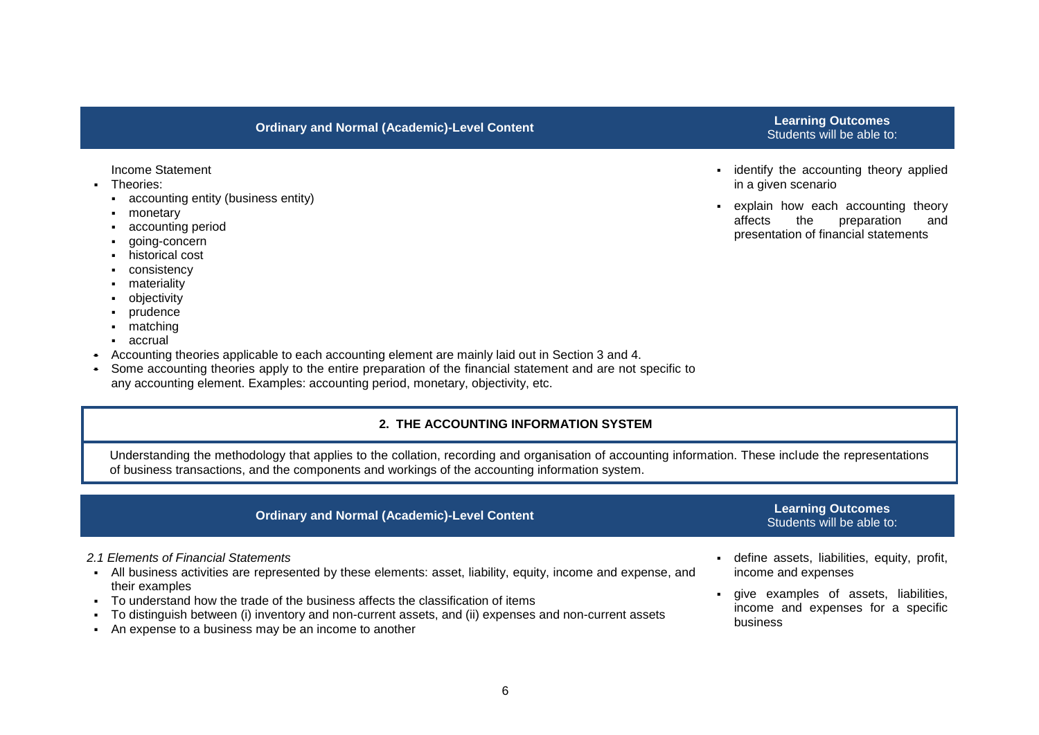| Ordinary and Normal (Academic)-Level Content | Learning Outcomes<br>Students will be able to: |
|---|---|
| Income Statement<br>▪ Theories:<br>  ▪ accounting entity (business entity)<br>  ▪ monetary<br>  ▪ accounting period<br>  ▪ going-concern<br>  ▪ historical cost<br>  ▪ consistency<br>  ▪ materiality<br>  ▪ objectivity<br>  ▪ prudence<br>  ▪ matching<br>  ▪ accrual<br>▪ Accounting theories applicable to each accounting element are mainly laid out in Section 3 and 4.<br>▪ Some accounting theories apply to the entire preparation of the financial statement and are not specific to any accounting element. Examples: accounting period, monetary, objectivity, etc. | ▪ identify the accounting theory applied in a given scenario<br>▪ explain how each accounting theory affects the preparation and presentation of financial statements |

## 2. THE ACCOUNTING INFORMATION SYSTEM

Understanding the methodology that applies to the collation, recording and organisation of accounting information. These include the representations of business transactions, and the components and workings of the accounting information system.

| Ordinary and Normal (Academic)-Level Content | Learning Outcomes<br>Students will be able to: |
|---|---|
| *2.1 Elements of Financial Statements*<br>▪ All business activities are represented by these elements: asset, liability, equity, income and expense, and their examples<br>▪ To understand how the trade of the business affects the classification of items<br>▪ To distinguish between (i) inventory and non-current assets, and (ii) expenses and non-current assets<br>▪ An expense to a business may be an income to another | ▪ define assets, liabilities, equity, profit, income and expenses<br>▪ give examples of assets, liabilities, income and expenses for a specific business |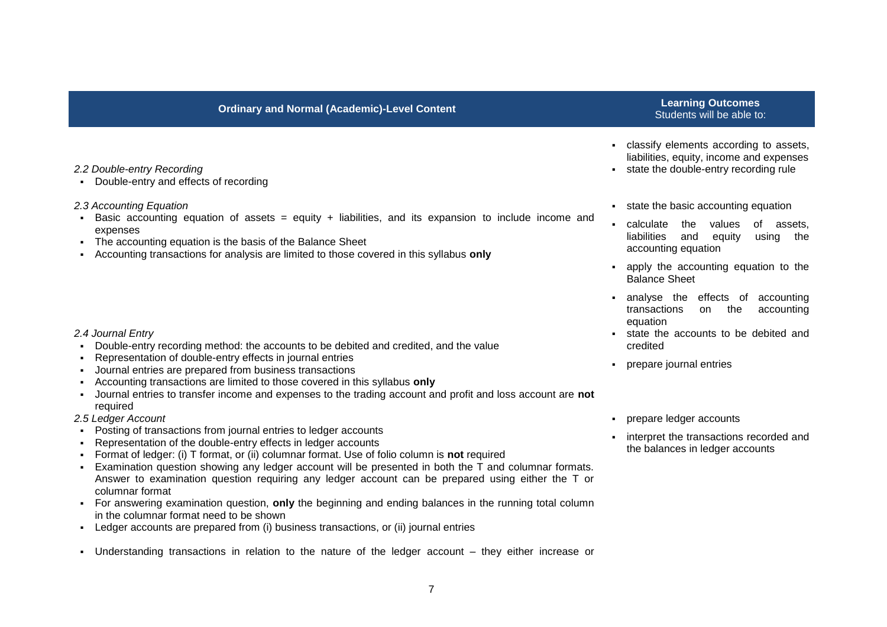| Ordinary and Normal (Academic)-Level Content | Learning Outcomes<br>Students will be able to: |
|---|---|
| *2.2 Double-entry Recording*<br>▪ Double-entry and effects of recording | ▪ classify elements according to assets, liabilities, equity, income and expenses<br>▪ state the double-entry recording rule |
| *2.3 Accounting Equation*<br>▪ Basic accounting equation of assets = equity + liabilities, and its expansion to include income and expenses<br>▪ The accounting equation is the basis of the Balance Sheet<br>▪ Accounting transactions for analysis are limited to those covered in this syllabus **only** | ▪ state the basic accounting equation<br>▪ calculate the values of assets, liabilities and equity using the accounting equation<br>▪ apply the accounting equation to the Balance Sheet<br>▪ analyse the effects of accounting transactions on the accounting equation |
| *2.4 Journal Entry*<br>▪ Double-entry recording method: the accounts to be debited and credited, and the value<br>▪ Representation of double-entry effects in journal entries<br>▪ Journal entries are prepared from business transactions<br>▪ Accounting transactions are limited to those covered in this syllabus **only**<br>▪ Journal entries to transfer income and expenses to the trading account and profit and loss account are **not** required | ▪ state the accounts to be debited and credited<br>▪ prepare journal entries |
| *2.5 Ledger Account*<br>▪ Posting of transactions from journal entries to ledger accounts<br>▪ Representation of the double-entry effects in ledger accounts<br>▪ Format of ledger: (i) T format, or (ii) columnar format. Use of folio column is **not** required<br>▪ Examination question showing any ledger account will be presented in both the T and columnar formats. Answer to examination question requiring any ledger account can be prepared using either the T or columnar format<br>▪ For answering examination question, **only** the beginning and ending balances in the running total column in the columnar format need to be shown<br>▪ Ledger accounts are prepared from (i) business transactions, or (ii) journal entries<br>▪ Understanding transactions in relation to the nature of the ledger account – they either increase or | ▪ prepare ledger accounts<br>▪ interpret the transactions recorded and the balances in ledger accounts |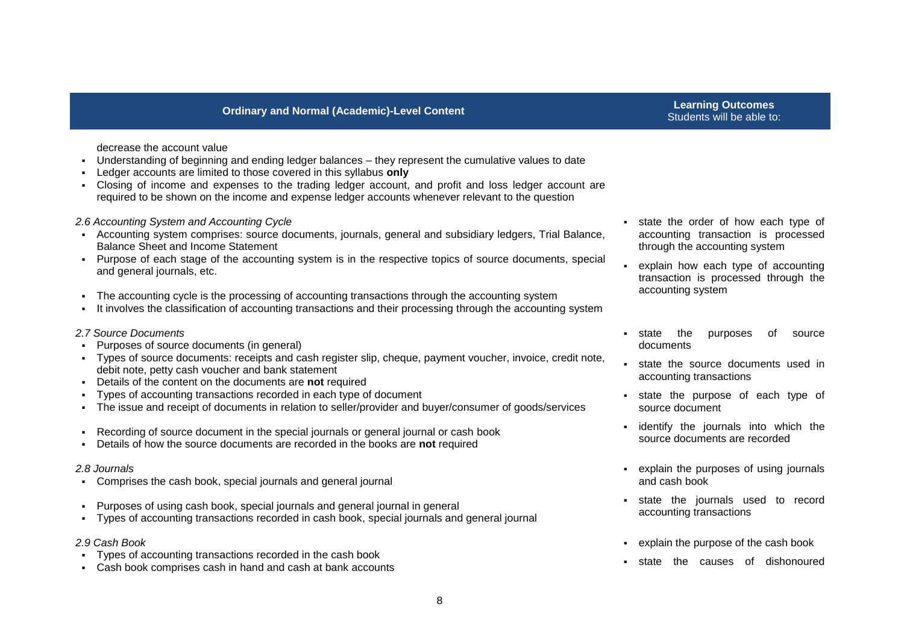| Ordinary and Normal (Academic)-Level Content | Learning Outcomes<br>Students will be able to: |
|---|---|
| decrease the account value<br>▪ Understanding of beginning and ending ledger balances – they represent the cumulative values to date<br>▪ Ledger accounts are limited to those covered in this syllabus **only**<br>▪ Closing of income and expenses to the trading ledger account, and profit and loss ledger account are required to be shown on the income and expense ledger accounts whenever relevant to the question | |
| *2.6 Accounting System and Accounting Cycle*<br>▪ Accounting system comprises: source documents, journals, general and subsidiary ledgers, Trial Balance, Balance Sheet and Income Statement<br>▪ Purpose of each stage of the accounting system is in the respective topics of source documents, special and general journals, etc.<br>▪ The accounting cycle is the processing of accounting transactions through the accounting system<br>▪ It involves the classification of accounting transactions and their processing through the accounting system | ▪ state the order of how each type of accounting transaction is processed through the accounting system<br>▪ explain how each type of accounting transaction is processed through the accounting system |
| *2.7 Source Documents*<br>▪ Purposes of source documents (in general)<br>▪ Types of source documents: receipts and cash register slip, cheque, payment voucher, invoice, credit note, debit note, petty cash voucher and bank statement<br>▪ Details of the content on the documents are **not** required<br>▪ Types of accounting transactions recorded in each type of document<br>▪ The issue and receipt of documents in relation to seller/provider and buyer/consumer of goods/services<br>▪ Recording of source document in the special journals or general journal or cash book<br>▪ Details of how the source documents are recorded in the books are **not** required | ▪ state the purposes of source documents<br>▪ state the source documents used in accounting transactions<br>▪ state the purpose of each type of source document<br>▪ identify the journals into which the source documents are recorded |
| *2.8 Journals*<br>▪ Comprises the cash book, special journals and general journal<br>▪ Purposes of using cash book, special journals and general journal in general<br>▪ Types of accounting transactions recorded in cash book, special journals and general journal | ▪ explain the purposes of using journals and cash book<br>▪ state the journals used to record accounting transactions |
| *2.9 Cash Book*<br>▪ Types of accounting transactions recorded in the cash book<br>▪ Cash book comprises cash in hand and cash at bank accounts | ▪ explain the purpose of the cash book<br>▪ state the causes of dishonoured |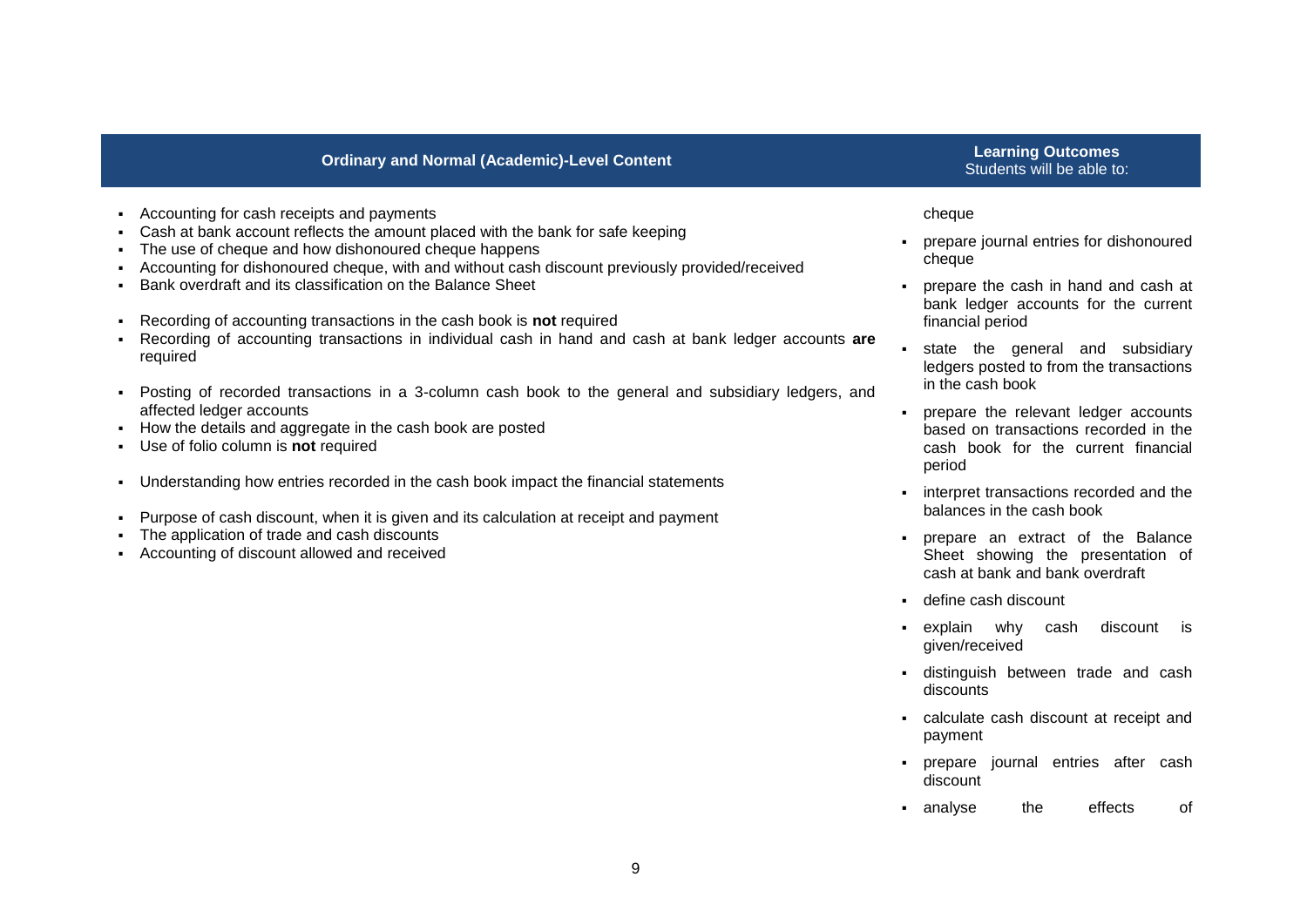| Ordinary and Normal (Academic)-Level Content | Learning Outcomes<br>Students will be able to: |
| --- | --- |
| ▪ Accounting for cash receipts and payments<br>▪ Cash at bank account reflects the amount placed with the bank for safe keeping<br>▪ The use of cheque and how dishonoured cheque happens<br>▪ Accounting for dishonoured cheque, with and without cash discount previously provided/received<br>▪ Bank overdraft and its classification on the Balance Sheet<br><br>▪ Recording of accounting transactions in the cash book is **not** required<br>▪ Recording of accounting transactions in individual cash in hand and cash at bank ledger accounts **are** required<br><br>▪ Posting of recorded transactions in a 3-column cash book to the general and subsidiary ledgers, and affected ledger accounts<br>▪ How the details and aggregate in the cash book are posted<br>▪ Use of folio column is **not** required<br><br>▪ Understanding how entries recorded in the cash book impact the financial statements<br><br>▪ Purpose of cash discount, when it is given and its calculation at receipt and payment<br>▪ The application of trade and cash discounts<br>▪ Accounting of discount allowed and received | cheque<br><br>▪ prepare journal entries for dishonoured cheque<br>▪ prepare the cash in hand and cash at bank ledger accounts for the current financial period<br>▪ state the general and subsidiary ledgers posted to from the transactions in the cash book<br>▪ prepare the relevant ledger accounts based on transactions recorded in the cash book for the current financial period<br>▪ interpret transactions recorded and the balances in the cash book<br>▪ prepare an extract of the Balance Sheet showing the presentation of cash at bank and bank overdraft<br>▪ define cash discount<br>▪ explain why cash discount is given/received<br>▪ distinguish between trade and cash discounts<br>▪ calculate cash discount at receipt and payment<br>▪ prepare journal entries after cash discount<br>▪ analyse the effects of |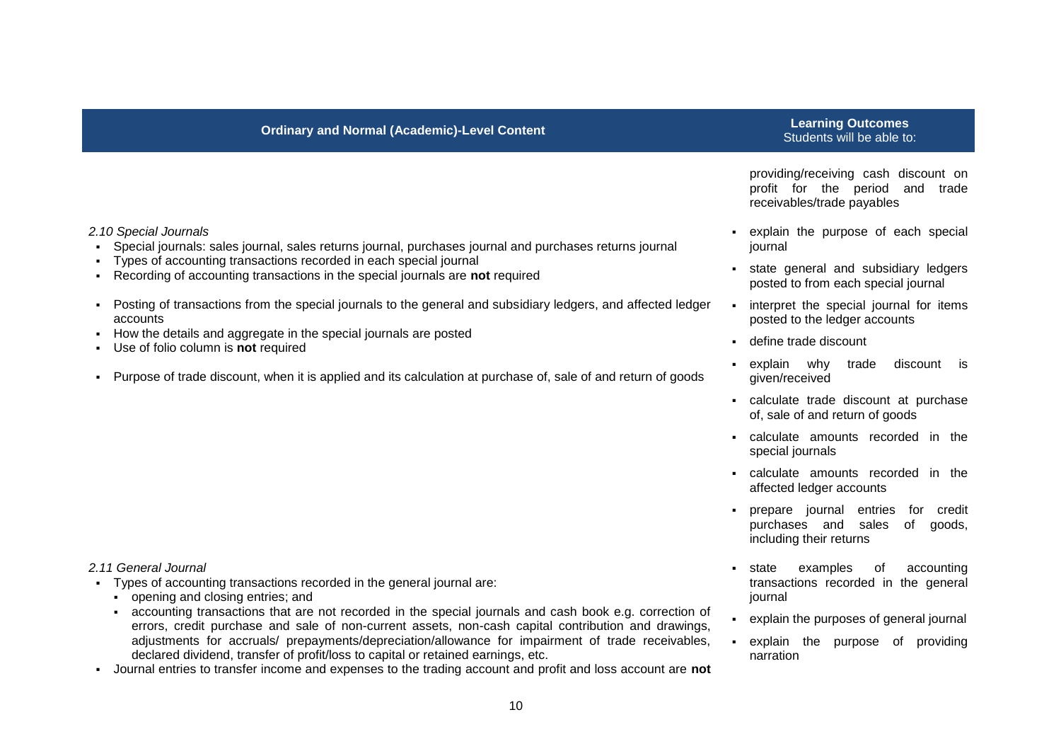| Ordinary and Normal (Academic)-Level Content | Learning Outcomes<br>Students will be able to: |
|---|---|
| | providing/receiving cash discount on profit for the period and trade receivables/trade payables |
| *2.10 Special Journals*<br>▪ Special journals: sales journal, sales returns journal, purchases journal and purchases returns journal<br>▪ Types of accounting transactions recorded in each special journal<br>▪ Recording of accounting transactions in the special journals are **not** required<br>▪ Posting of transactions from the special journals to the general and subsidiary ledgers, and affected ledger accounts<br>▪ How the details and aggregate in the special journals are posted<br>▪ Use of folio column is **not** required<br>▪ Purpose of trade discount, when it is applied and its calculation at purchase of, sale of and return of goods | ▪ explain the purpose of each special journal<br>▪ state general and subsidiary ledgers posted to from each special journal<br>▪ interpret the special journal for items posted to the ledger accounts<br>▪ define trade discount<br>▪ explain why trade discount is given/received<br>▪ calculate trade discount at purchase of, sale of and return of goods<br>▪ calculate amounts recorded in the special journals<br>▪ calculate amounts recorded in the affected ledger accounts<br>▪ prepare journal entries for credit purchases and sales of goods, including their returns |
| *2.11 General Journal*<br>▪ Types of accounting transactions recorded in the general journal are:<br>&nbsp;&nbsp;▪ opening and closing entries; and<br>&nbsp;&nbsp;▪ accounting transactions that are not recorded in the special journals and cash book e.g. correction of errors, credit purchase and sale of non-current assets, non-cash capital contribution and drawings, adjustments for accruals/ prepayments/depreciation/allowance for impairment of trade receivables, declared dividend, transfer of profit/loss to capital or retained earnings, etc.<br>▪ Journal entries to transfer income and expenses to the trading account and profit and loss account are **not** | ▪ state examples of accounting transactions recorded in the general journal<br>▪ explain the purposes of general journal<br>▪ explain the purpose of providing narration |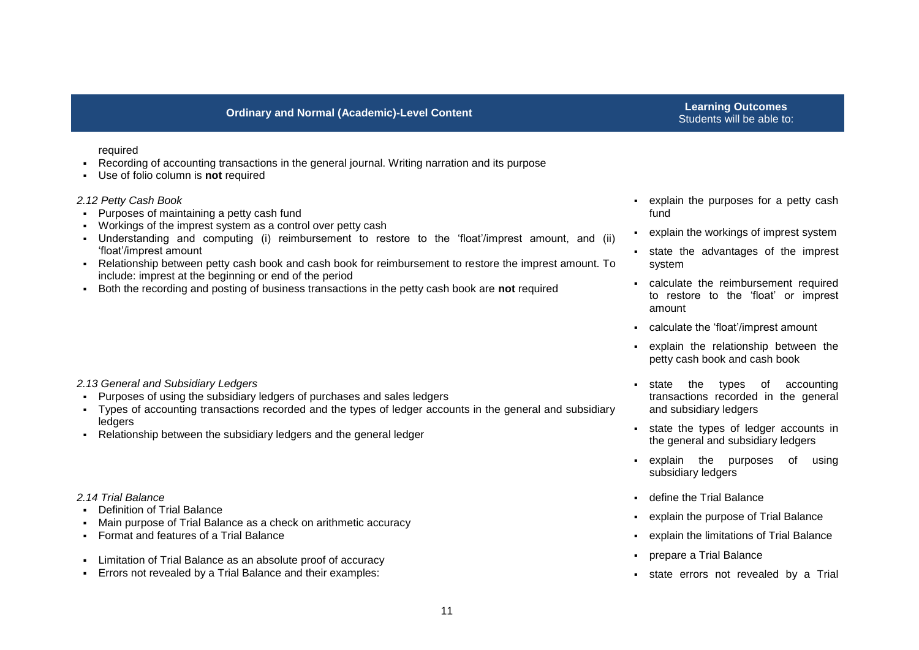| Ordinary and Normal (Academic)-Level Content | Learning Outcomes<br>Students will be able to: |
|---|---|
| required<br>▪ Recording of accounting transactions in the general journal. Writing narration and its purpose<br>▪ Use of folio column is **not** required | |
| *2.12 Petty Cash Book*<br>▪ Purposes of maintaining a petty cash fund<br>▪ Workings of the imprest system as a control over petty cash<br>▪ Understanding and computing (i) reimbursement to restore to the 'float'/imprest amount, and (ii) 'float'/imprest amount<br>▪ Relationship between petty cash book and cash book for reimbursement to restore the imprest amount. To include: imprest at the beginning or end of the period<br>▪ Both the recording and posting of business transactions in the petty cash book are **not** required | ▪ explain the purposes for a petty cash fund<br>▪ explain the workings of imprest system<br>▪ state the advantages of the imprest system<br>▪ calculate the reimbursement required to restore to the 'float' or imprest amount<br>▪ calculate the 'float'/imprest amount<br>▪ explain the relationship between the petty cash book and cash book |
| *2.13 General and Subsidiary Ledgers*<br>▪ Purposes of using the subsidiary ledgers of purchases and sales ledgers<br>▪ Types of accounting transactions recorded and the types of ledger accounts in the general and subsidiary ledgers<br>▪ Relationship between the subsidiary ledgers and the general ledger | ▪ state the types of accounting transactions recorded in the general and subsidiary ledgers<br>▪ state the types of ledger accounts in the general and subsidiary ledgers<br>▪ explain the purposes of using subsidiary ledgers |
| *2.14 Trial Balance*<br>▪ Definition of Trial Balance<br>▪ Main purpose of Trial Balance as a check on arithmetic accuracy<br>▪ Format and features of a Trial Balance<br>▪ Limitation of Trial Balance as an absolute proof of accuracy<br>▪ Errors not revealed by a Trial Balance and their examples: | ▪ define the Trial Balance<br>▪ explain the purpose of Trial Balance<br>▪ explain the limitations of Trial Balance<br>▪ prepare a Trial Balance<br>▪ state errors not revealed by a Trial |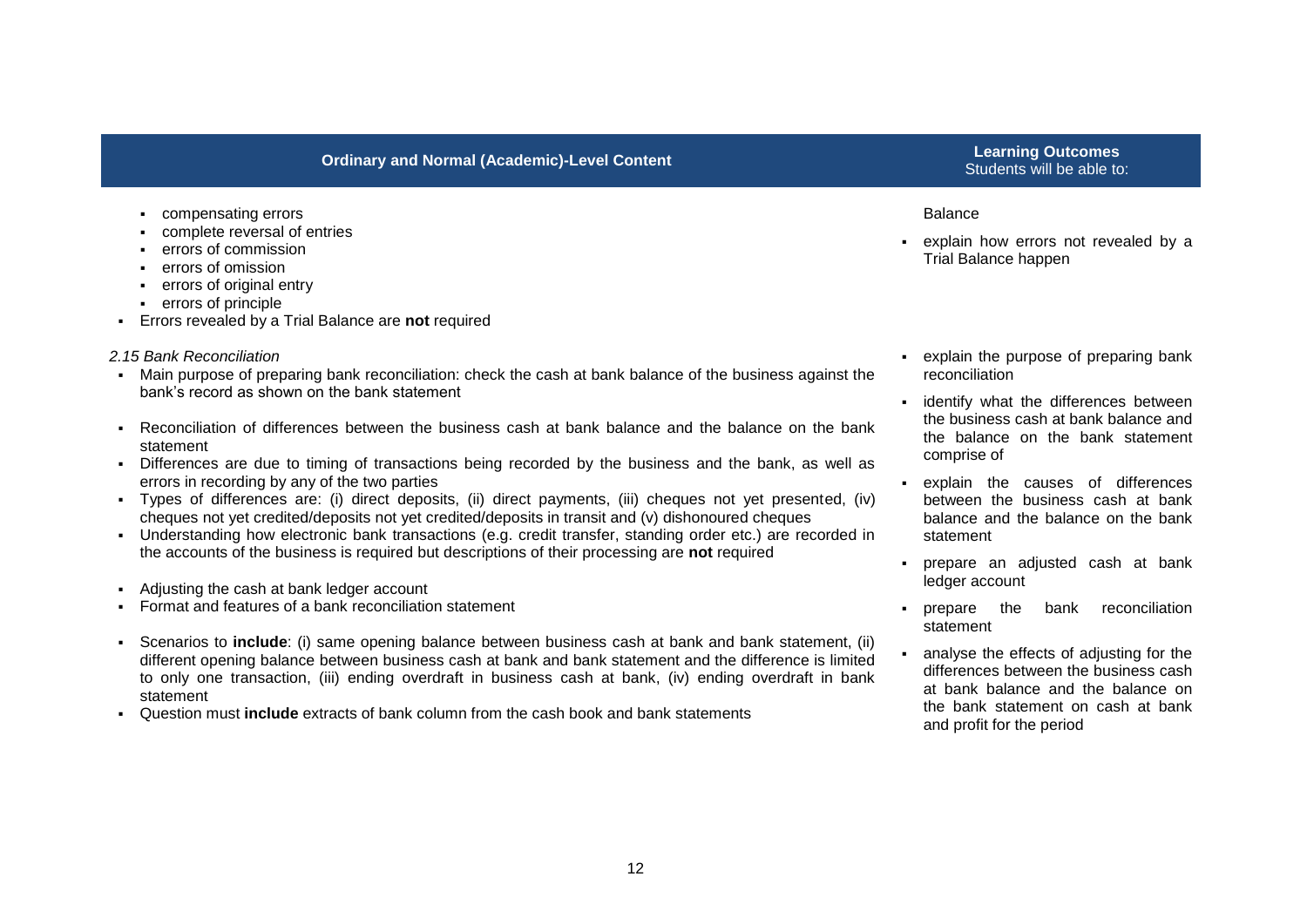| Ordinary and Normal (Academic)-Level Content | Learning Outcomes Students will be able to: |
|---|---|
| ▪ compensating errors<br>▪ complete reversal of entries<br>▪ errors of commission<br>▪ errors of omission<br>▪ errors of original entry<br>▪ errors of principle<br>▪ Errors revealed by a Trial Balance are **not** required | Balance<br>▪ explain how errors not revealed by a Trial Balance happen |
| *2.15 Bank Reconciliation*<br>▪ Main purpose of preparing bank reconciliation: check the cash at bank balance of the business against the bank's record as shown on the bank statement<br>▪ Reconciliation of differences between the business cash at bank balance and the balance on the bank statement<br>▪ Differences are due to timing of transactions being recorded by the business and the bank, as well as errors in recording by any of the two parties<br>▪ Types of differences are: (i) direct deposits, (ii) direct payments, (iii) cheques not yet presented, (iv) cheques not yet credited/deposits not yet credited/deposits in transit and (v) dishonoured cheques<br>▪ Understanding how electronic bank transactions (e.g. credit transfer, standing order etc.) are recorded in the accounts of the business is required but descriptions of their processing are **not** required<br>▪ Adjusting the cash at bank ledger account<br>▪ Format and features of a bank reconciliation statement<br>▪ Scenarios to **include**: (i) same opening balance between business cash at bank and bank statement, (ii) different opening balance between business cash at bank and bank statement and the difference is limited to only one transaction, (iii) ending overdraft in business cash at bank, (iv) ending overdraft in bank statement<br>▪ Question must **include** extracts of bank column from the cash book and bank statements | ▪ explain the purpose of preparing bank reconciliation<br>▪ identify what the differences between the business cash at bank balance and the balance on the bank statement comprise of<br>▪ explain the causes of differences between the business cash at bank balance and the balance on the bank statement<br>▪ prepare an adjusted cash at bank ledger account<br>▪ prepare the bank reconciliation statement<br>▪ analyse the effects of adjusting for the differences between the business cash at bank balance and the balance on the bank statement on cash at bank and profit for the period |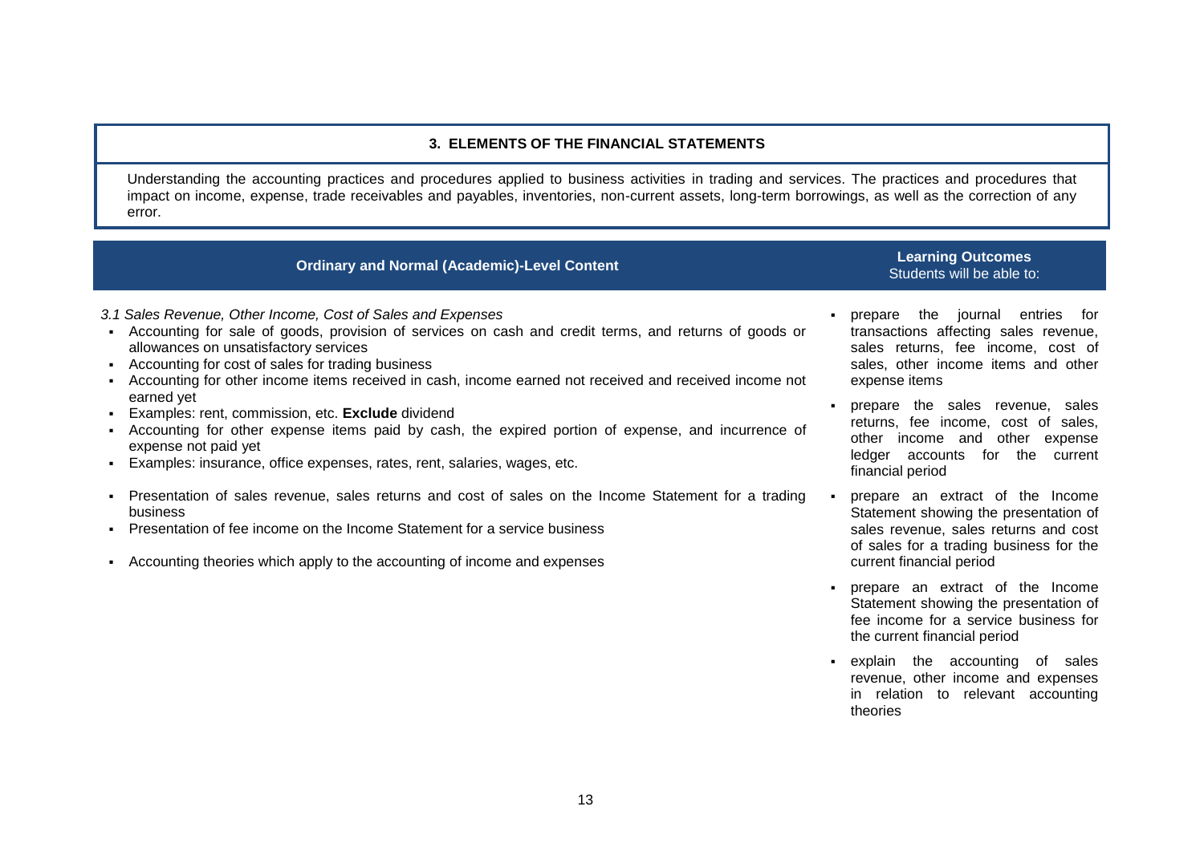## 3. ELEMENTS OF THE FINANCIAL STATEMENTS

Understanding the accounting practices and procedures applied to business activities in trading and services. The practices and procedures that impact on income, expense, trade receivables and payables, inventories, non-current assets, long-term borrowings, as well as the correction of any error.

| Ordinary and Normal (Academic)-Level Content | Learning Outcomes<br>Students will be able to: |
|---|---|
| *3.1 Sales Revenue, Other Income, Cost of Sales and Expenses*<br>▪ Accounting for sale of goods, provision of services on cash and credit terms, and returns of goods or allowances on unsatisfactory services<br>▪ Accounting for cost of sales for trading business<br>▪ Accounting for other income items received in cash, income earned not received and received income not earned yet<br>▪ Examples: rent, commission, etc. **Exclude** dividend<br>▪ Accounting for other expense items paid by cash, the expired portion of expense, and incurrence of expense not paid yet<br>▪ Examples: insurance, office expenses, rates, rent, salaries, wages, etc.<br>▪ Presentation of sales revenue, sales returns and cost of sales on the Income Statement for a trading business<br>▪ Presentation of fee income on the Income Statement for a service business<br>▪ Accounting theories which apply to the accounting of income and expenses | ▪ prepare the journal entries for transactions affecting sales revenue, sales returns, fee income, cost of sales, other income items and other expense items<br>▪ prepare the sales revenue, sales returns, fee income, cost of sales, other income and other expense ledger accounts for the current financial period<br>▪ prepare an extract of the Income Statement showing the presentation of sales revenue, sales returns and cost of sales for a trading business for the current financial period<br>▪ prepare an extract of the Income Statement showing the presentation of fee income for a service business for the current financial period<br>▪ explain the accounting of sales revenue, other income and expenses in relation to relevant accounting theories |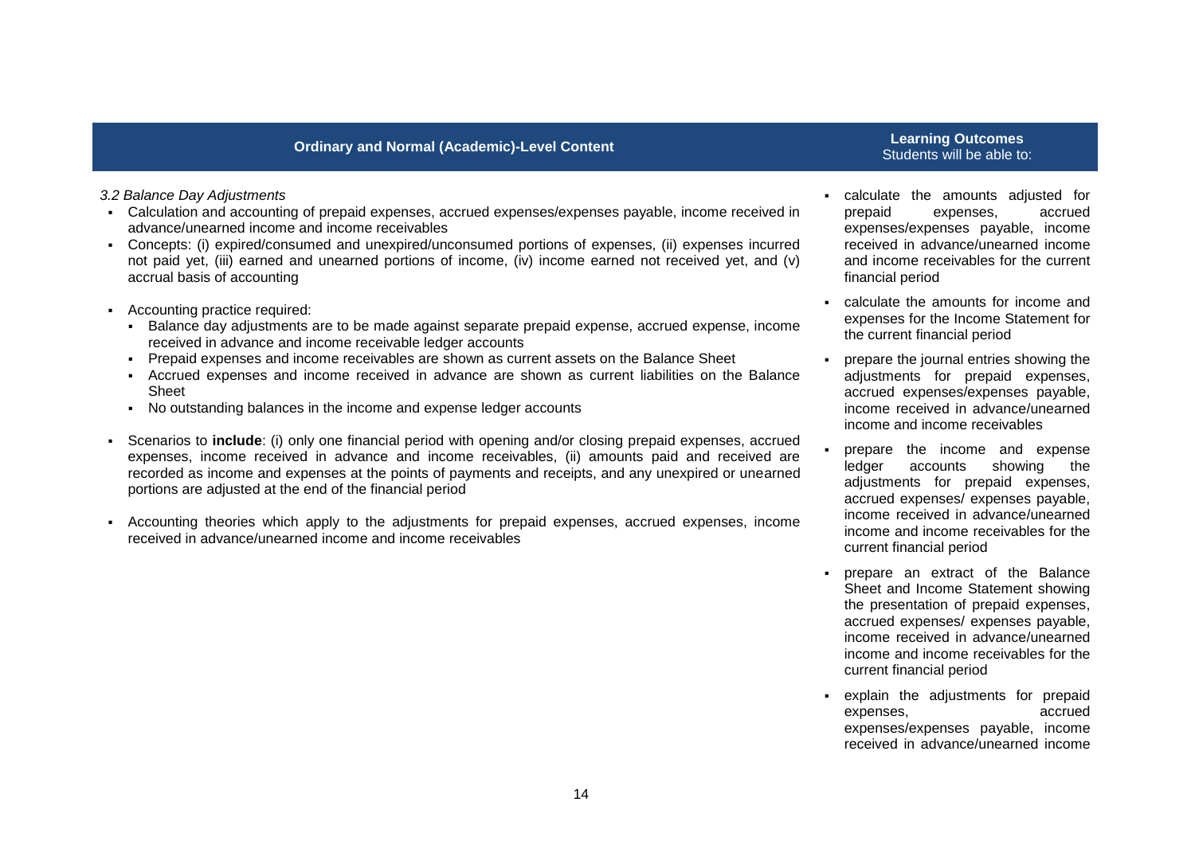| Ordinary and Normal (Academic)-Level Content | Learning Outcomes<br>Students will be able to: |
|---|---|
| *3.2 Balance Day Adjustments*<br>▪ Calculation and accounting of prepaid expenses, accrued expenses/expenses payable, income received in advance/unearned income and income receivables<br>▪ Concepts: (i) expired/consumed and unexpired/unconsumed portions of expenses, (ii) expenses incurred not paid yet, (iii) earned and unearned portions of income, (iv) income earned not received yet, and (v) accrual basis of accounting<br>▪ Accounting practice required:<br>&nbsp;&nbsp;▪ Balance day adjustments are to be made against separate prepaid expense, accrued expense, income received in advance and income receivable ledger accounts<br>&nbsp;&nbsp;▪ Prepaid expenses and income receivables are shown as current assets on the Balance Sheet<br>&nbsp;&nbsp;▪ Accrued expenses and income received in advance are shown as current liabilities on the Balance Sheet<br>&nbsp;&nbsp;▪ No outstanding balances in the income and expense ledger accounts<br>▪ Scenarios to **include**: (i) only one financial period with opening and/or closing prepaid expenses, accrued expenses, income received in advance and income receivables, (ii) amounts paid and received are recorded as income and expenses at the points of payments and receipts, and any unexpired or unearned portions are adjusted at the end of the financial period<br>▪ Accounting theories which apply to the adjustments for prepaid expenses, accrued expenses, income received in advance/unearned income and income receivables | ▪ calculate the amounts adjusted for prepaid expenses, accrued expenses/expenses payable, income received in advance/unearned income and income receivables for the current financial period<br>▪ calculate the amounts for income and expenses for the Income Statement for the current financial period<br>▪ prepare the journal entries showing the adjustments for prepaid expenses, accrued expenses/expenses payable, income received in advance/unearned income and income receivables<br>▪ prepare the income and expense ledger accounts showing the adjustments for prepaid expenses, accrued expenses/ expenses payable, income received in advance/unearned income and income receivables for the current financial period<br>▪ prepare an extract of the Balance Sheet and Income Statement showing the presentation of prepaid expenses, accrued expenses/ expenses payable, income received in advance/unearned income and income receivables for the current financial period<br>▪ explain the adjustments for prepaid expenses, accrued expenses/expenses payable, income received in advance/unearned income |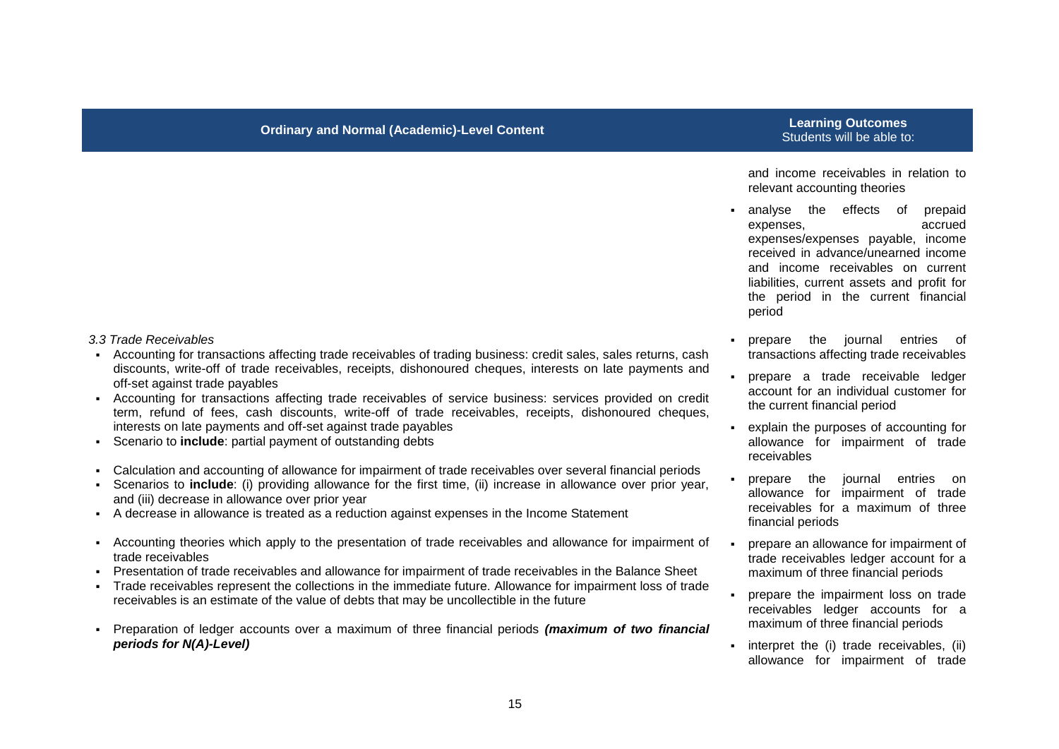| Ordinary and Normal (Academic)-Level Content | Learning Outcomes<br>Students will be able to: |
|---|---|
| | and income receivables in relation to relevant accounting theories<br>▪ analyse the effects of prepaid expenses, accrued expenses/expenses payable, income received in advance/unearned income and income receivables on current liabilities, current assets and profit for the period in the current financial period |
| *3.3 Trade Receivables*<br>▪ Accounting for transactions affecting trade receivables of trading business: credit sales, sales returns, cash discounts, write-off of trade receivables, receipts, dishonoured cheques, interests on late payments and off-set against trade payables<br>▪ Accounting for transactions affecting trade receivables of service business: services provided on credit term, refund of fees, cash discounts, write-off of trade receivables, receipts, dishonoured cheques, interests on late payments and off-set against trade payables<br>▪ Scenario to **include**: partial payment of outstanding debts<br><br>▪ Calculation and accounting of allowance for impairment of trade receivables over several financial periods<br>▪ Scenarios to **include**: (i) providing allowance for the first time, (ii) increase in allowance over prior year, and (iii) decrease in allowance over prior year<br>▪ A decrease in allowance is treated as a reduction against expenses in the Income Statement<br><br>▪ Accounting theories which apply to the presentation of trade receivables and allowance for impairment of trade receivables<br>▪ Presentation of trade receivables and allowance for impairment of trade receivables in the Balance Sheet<br>▪ Trade receivables represent the collections in the immediate future. Allowance for impairment loss of trade receivables is an estimate of the value of debts that may be uncollectible in the future<br><br>▪ Preparation of ledger accounts over a maximum of three financial periods ***(maximum of two financial periods for N(A)-Level)*** | ▪ prepare the journal entries of transactions affecting trade receivables<br>▪ prepare a trade receivable ledger account for an individual customer for the current financial period<br>▪ explain the purposes of accounting for allowance for impairment of trade receivables<br>▪ prepare the journal entries on allowance for impairment of trade receivables for a maximum of three financial periods<br>▪ prepare an allowance for impairment of trade receivables ledger account for a maximum of three financial periods<br>▪ prepare the impairment loss on trade receivables ledger accounts for a maximum of three financial periods<br>▪ interpret the (i) trade receivables, (ii) allowance for impairment of trade |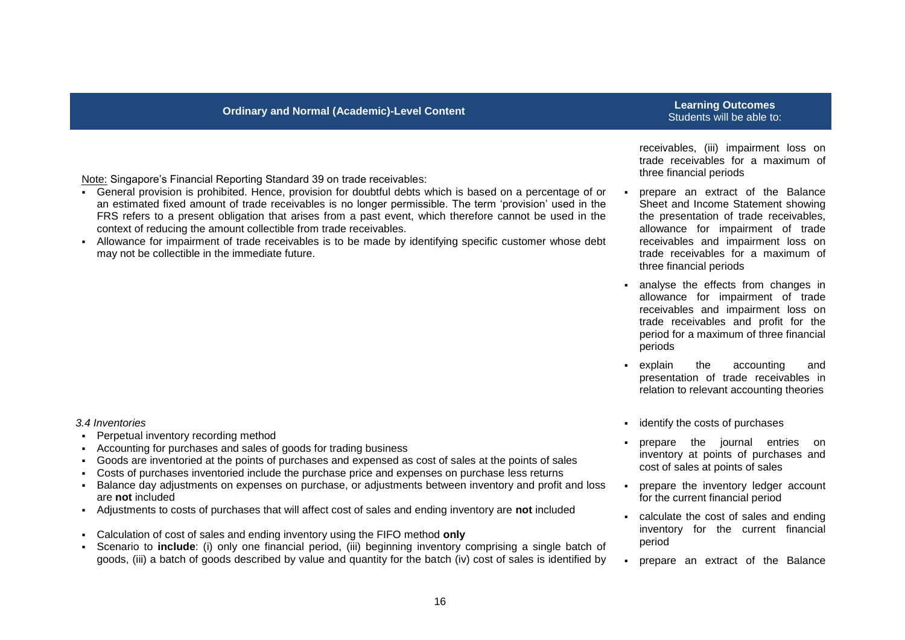| Ordinary and Normal (Academic)-Level Content | Learning Outcomes<br>Students will be able to: |
|---|---|
| Note: Singapore's Financial Reporting Standard 39 on trade receivables:<br>▪ General provision is prohibited. Hence, provision for doubtful debts which is based on a percentage of or an estimated fixed amount of trade receivables is no longer permissible. The term 'provision' used in the FRS refers to a present obligation that arises from a past event, which therefore cannot be used in the context of reducing the amount collectible from trade receivables.<br>▪ Allowance for impairment of trade receivables is to be made by identifying specific customer whose debt may not be collectible in the immediate future. | receivables, (iii) impairment loss on trade receivables for a maximum of three financial periods<br>▪ prepare an extract of the Balance Sheet and Income Statement showing the presentation of trade receivables, allowance for impairment of trade receivables and impairment loss on trade receivables for a maximum of three financial periods<br>▪ analyse the effects from changes in allowance for impairment of trade receivables and impairment loss on trade receivables and profit for the period for a maximum of three financial periods<br>▪ explain the accounting and presentation of trade receivables in relation to relevant accounting theories |
| *3.4 Inventories*<br>▪ Perpetual inventory recording method<br>▪ Accounting for purchases and sales of goods for trading business<br>▪ Goods are inventoried at the points of purchases and expensed as cost of sales at the points of sales<br>▪ Costs of purchases inventoried include the purchase price and expenses on purchase less returns<br>▪ Balance day adjustments on expenses on purchase, or adjustments between inventory and profit and loss are **not** included<br>▪ Adjustments to costs of purchases that will affect cost of sales and ending inventory are **not** included<br>▪ Calculation of cost of sales and ending inventory using the FIFO method **only**<br>▪ Scenario to **include**: (i) only one financial period, (iii) beginning inventory comprising a single batch of goods, (iii) a batch of goods described by value and quantity for the batch (iv) cost of sales is identified by | ▪ identify the costs of purchases<br>▪ prepare the journal entries on inventory at points of purchases and cost of sales at points of sales<br>▪ prepare the inventory ledger account for the current financial period<br>▪ calculate the cost of sales and ending inventory for the current financial period<br>▪ prepare an extract of the Balance |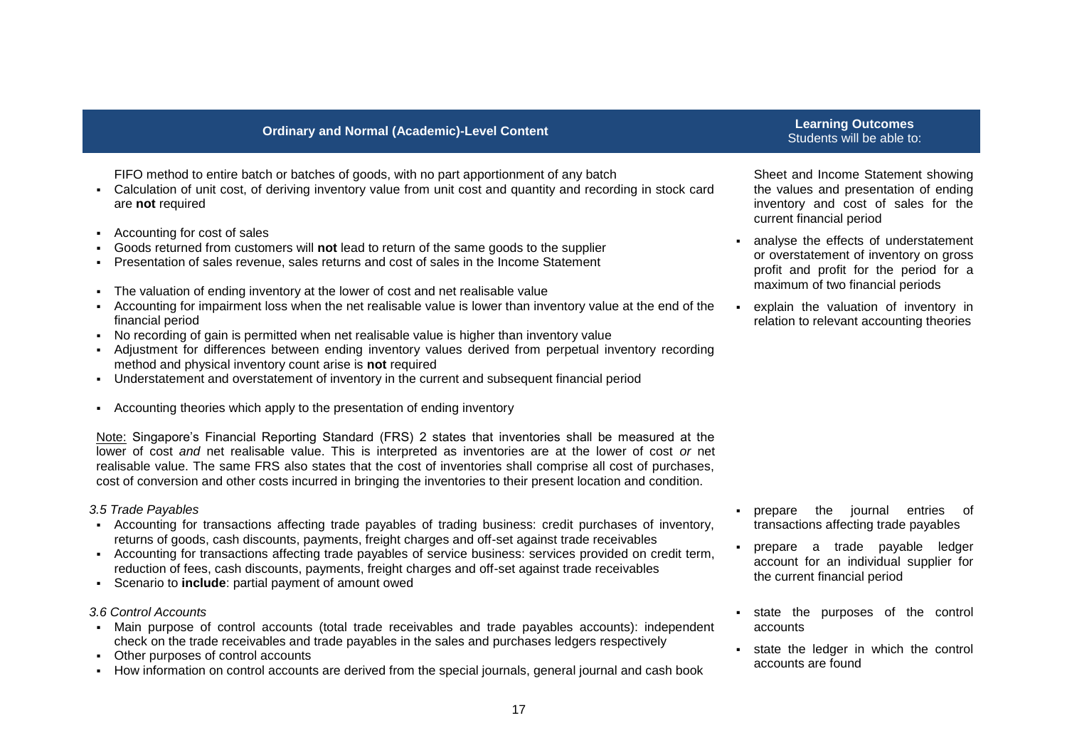| Ordinary and Normal (Academic)-Level Content | Learning Outcomes<br>Students will be able to: |
|---|---|
| FIFO method to entire batch or batches of goods, with no part apportionment of any batch<br>▪ Calculation of unit cost, of deriving inventory value from unit cost and quantity and recording in stock card are **not** required<br><br>▪ Accounting for cost of sales<br>▪ Goods returned from customers will **not** lead to return of the same goods to the supplier<br>▪ Presentation of sales revenue, sales returns and cost of sales in the Income Statement<br><br>▪ The valuation of ending inventory at the lower of cost and net realisable value<br>▪ Accounting for impairment loss when the net realisable value is lower than inventory value at the end of the financial period<br>▪ No recording of gain is permitted when net realisable value is higher than inventory value<br>▪ Adjustment for differences between ending inventory values derived from perpetual inventory recording method and physical inventory count arise is **not** required<br>▪ Understatement and overstatement of inventory in the current and subsequent financial period<br><br>▪ Accounting theories which apply to the presentation of ending inventory<br><br><u>Note:</u> Singapore's Financial Reporting Standard (FRS) 2 states that inventories shall be measured at the lower of cost *and* net realisable value. This is interpreted as inventories are at the lower of cost *or* net realisable value. The same FRS also states that the cost of inventories shall comprise all cost of purchases, cost of conversion and other costs incurred in bringing the inventories to their present location and condition. | Sheet and Income Statement showing the values and presentation of ending inventory and cost of sales for the current financial period<br>▪ analyse the effects of understatement or overstatement of inventory on gross profit and profit for the period for a maximum of two financial periods<br>▪ explain the valuation of inventory in relation to relevant accounting theories |
| *3.5 Trade Payables*<br>▪ Accounting for transactions affecting trade payables of trading business: credit purchases of inventory, returns of goods, cash discounts, payments, freight charges and off-set against trade receivables<br>▪ Accounting for transactions affecting trade payables of service business: services provided on credit term, reduction of fees, cash discounts, payments, freight charges and off-set against trade receivables<br>▪ Scenario to **include**: partial payment of amount owed | ▪ prepare the journal entries of transactions affecting trade payables<br>▪ prepare a trade payable ledger account for an individual supplier for the current financial period |
| *3.6 Control Accounts*<br>▪ Main purpose of control accounts (total trade receivables and trade payables accounts): independent check on the trade receivables and trade payables in the sales and purchases ledgers respectively<br>▪ Other purposes of control accounts<br>▪ How information on control accounts are derived from the special journals, general journal and cash book | ▪ state the purposes of the control accounts<br>▪ state the ledger in which the control accounts are found |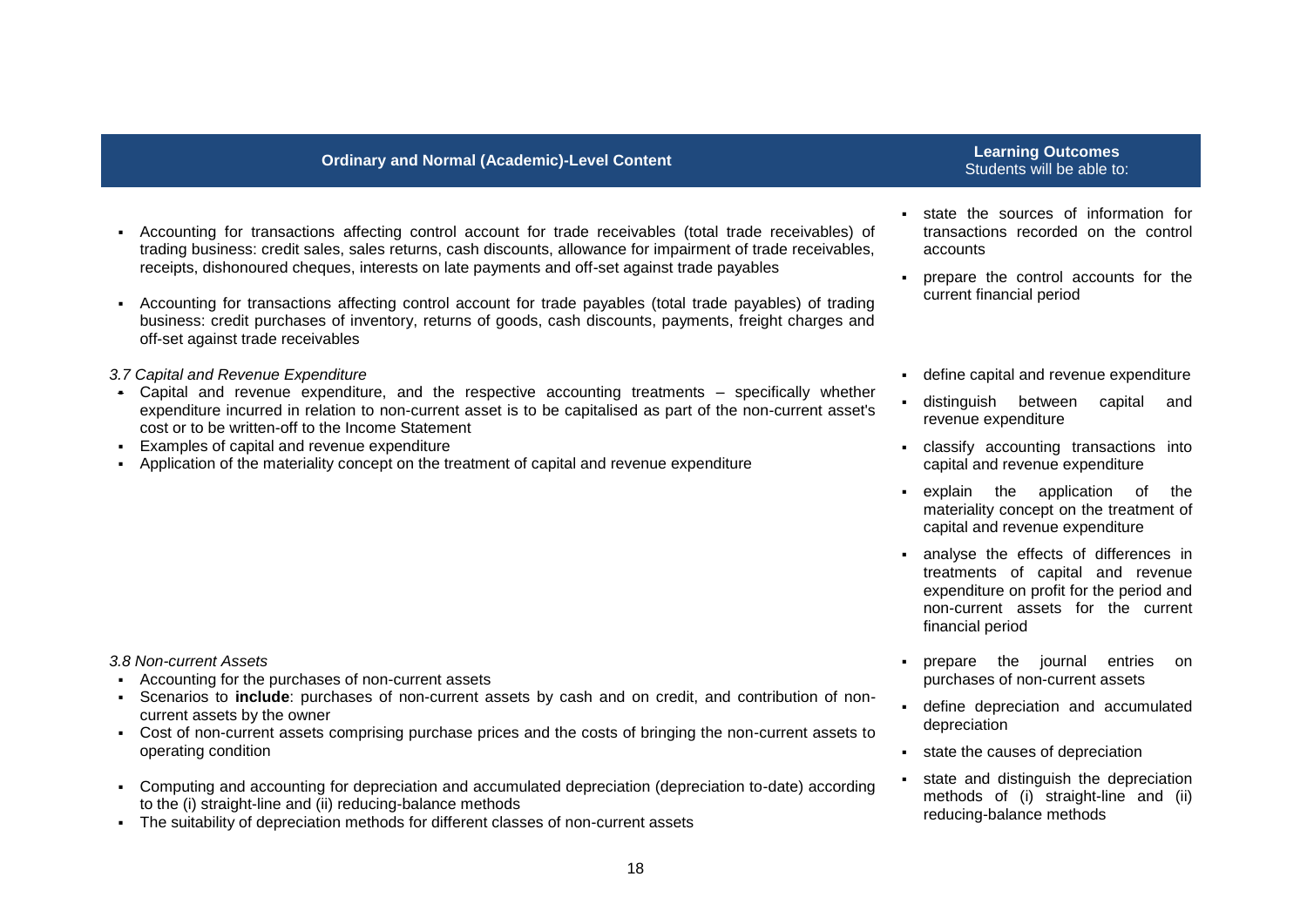| Ordinary and Normal (Academic)-Level Content | Learning Outcomes<br>Students will be able to: |
|---|---|
| ▪ Accounting for transactions affecting control account for trade receivables (total trade receivables) of trading business: credit sales, sales returns, cash discounts, allowance for impairment of trade receivables, receipts, dishonoured cheques, interests on late payments and off-set against trade payables<br><br>▪ Accounting for transactions affecting control account for trade payables (total trade payables) of trading business: credit purchases of inventory, returns of goods, cash discounts, payments, freight charges and off-set against trade receivables | ▪ state the sources of information for transactions recorded on the control accounts<br><br>▪ prepare the control accounts for the current financial period |
| *3.7 Capital and Revenue Expenditure*<br><br>▪ Capital and revenue expenditure, and the respective accounting treatments – specifically whether expenditure incurred in relation to non-current asset is to be capitalised as part of the non-current asset's cost or to be written-off to the Income Statement<br><br>▪ Examples of capital and revenue expenditure<br><br>▪ Application of the materiality concept on the treatment of capital and revenue expenditure | ▪ define capital and revenue expenditure<br><br>▪ distinguish between capital and revenue expenditure<br><br>▪ classify accounting transactions into capital and revenue expenditure<br><br>▪ explain the application of the materiality concept on the treatment of capital and revenue expenditure<br><br>▪ analyse the effects of differences in treatments of capital and revenue expenditure on profit for the period and non-current assets for the current financial period |
| *3.8 Non-current Assets*<br><br>▪ Accounting for the purchases of non-current assets<br><br>▪ Scenarios to **include**: purchases of non-current assets by cash and on credit, and contribution of non-current assets by the owner<br><br>▪ Cost of non-current assets comprising purchase prices and the costs of bringing the non-current assets to operating condition<br><br>▪ Computing and accounting for depreciation and accumulated depreciation (depreciation to-date) according to the (i) straight-line and (ii) reducing-balance methods<br><br>▪ The suitability of depreciation methods for different classes of non-current assets | ▪ prepare the journal entries on purchases of non-current assets<br><br>▪ define depreciation and accumulated depreciation<br><br>▪ state the causes of depreciation<br><br>▪ state and distinguish the depreciation methods of (i) straight-line and (ii) reducing-balance methods |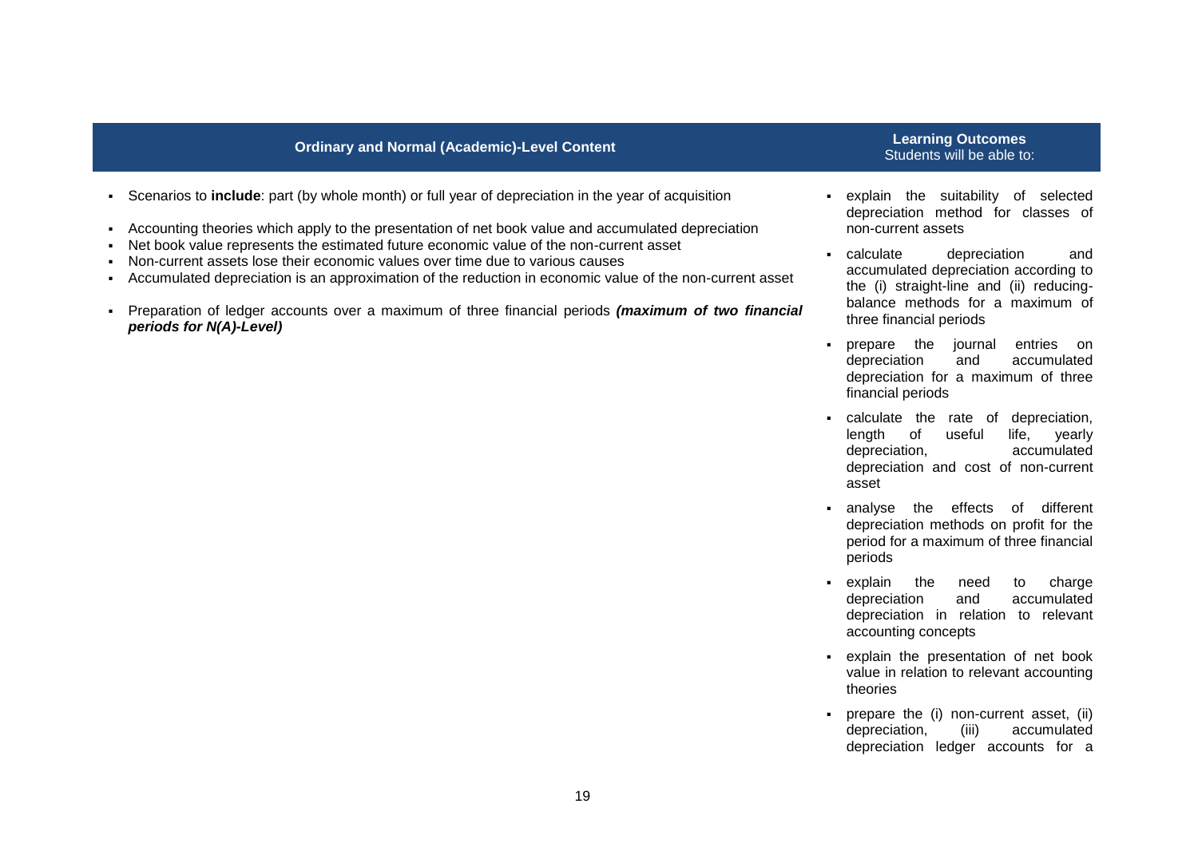| Ordinary and Normal (Academic)-Level Content | Learning Outcomes<br>Students will be able to: |
|---|---|
| ▪ Scenarios to **include**: part (by whole month) or full year of depreciation in the year of acquisition<br><br>▪ Accounting theories which apply to the presentation of net book value and accumulated depreciation<br>▪ Net book value represents the estimated future economic value of the non-current asset<br>▪ Non-current assets lose their economic values over time due to various causes<br>▪ Accumulated depreciation is an approximation of the reduction in economic value of the non-current asset<br><br>▪ Preparation of ledger accounts over a maximum of three financial periods ***(maximum of two financial periods for N(A)-Level)*** | ▪ explain the suitability of selected depreciation method for classes of non-current assets<br><br>▪ calculate depreciation and accumulated depreciation according to the (i) straight-line and (ii) reducing-balance methods for a maximum of three financial periods<br><br>▪ prepare the journal entries on depreciation and accumulated depreciation for a maximum of three financial periods<br><br>▪ calculate the rate of depreciation, length of useful life, yearly depreciation, accumulated depreciation and cost of non-current asset<br><br>▪ analyse the effects of different depreciation methods on profit for the period for a maximum of three financial periods<br><br>▪ explain the need to charge depreciation and accumulated depreciation in relation to relevant accounting concepts<br><br>▪ explain the presentation of net book value in relation to relevant accounting theories<br><br>▪ prepare the (i) non-current asset, (ii) depreciation, (iii) accumulated depreciation ledger accounts for a |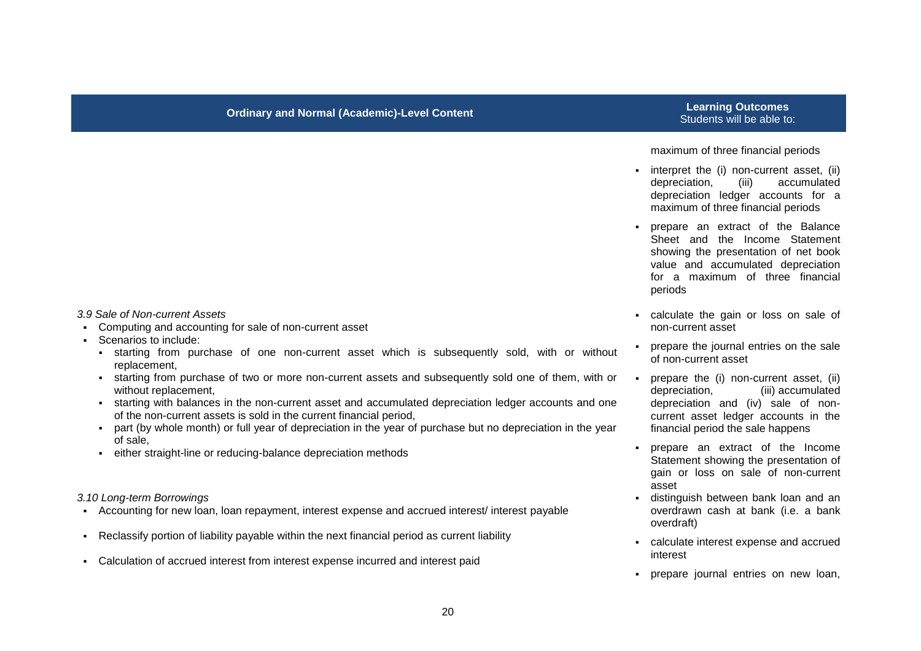| Ordinary and Normal (Academic)-Level Content | Learning Outcomes<br>Students will be able to: |
|---|---|
| | maximum of three financial periods<br>▪ interpret the (i) non-current asset, (ii) depreciation, (iii) accumulated depreciation ledger accounts for a maximum of three financial periods<br>▪ prepare an extract of the Balance Sheet and the Income Statement showing the presentation of net book value and accumulated depreciation for a maximum of three financial periods |
| *3.9 Sale of Non-current Assets*<br>▪ Computing and accounting for sale of non-current asset<br>▪ Scenarios to include:<br>&nbsp;&nbsp;▪ starting from purchase of one non-current asset which is subsequently sold, with or without replacement,<br>&nbsp;&nbsp;▪ starting from purchase of two or more non-current assets and subsequently sold one of them, with or without replacement,<br>&nbsp;&nbsp;▪ starting with balances in the non-current asset and accumulated depreciation ledger accounts and one of the non-current assets is sold in the current financial period,<br>&nbsp;&nbsp;▪ part (by whole month) or full year of depreciation in the year of purchase but no depreciation in the year of sale,<br>&nbsp;&nbsp;▪ either straight-line or reducing-balance depreciation methods | ▪ calculate the gain or loss on sale of non-current asset<br>▪ prepare the journal entries on the sale of non-current asset<br>▪ prepare the (i) non-current asset, (ii) depreciation, (iii) accumulated depreciation and (iv) sale of non-current asset ledger accounts in the financial period the sale happens<br>▪ prepare an extract of the Income Statement showing the presentation of gain or loss on sale of non-current asset |
| *3.10 Long-term Borrowings*<br>▪ Accounting for new loan, loan repayment, interest expense and accrued interest/ interest payable<br>▪ Reclassify portion of liability payable within the next financial period as current liability<br>▪ Calculation of accrued interest from interest expense incurred and interest paid | ▪ distinguish between bank loan and an overdrawn cash at bank (i.e. a bank overdraft)<br>▪ calculate interest expense and accrued interest<br>▪ prepare journal entries on new loan, |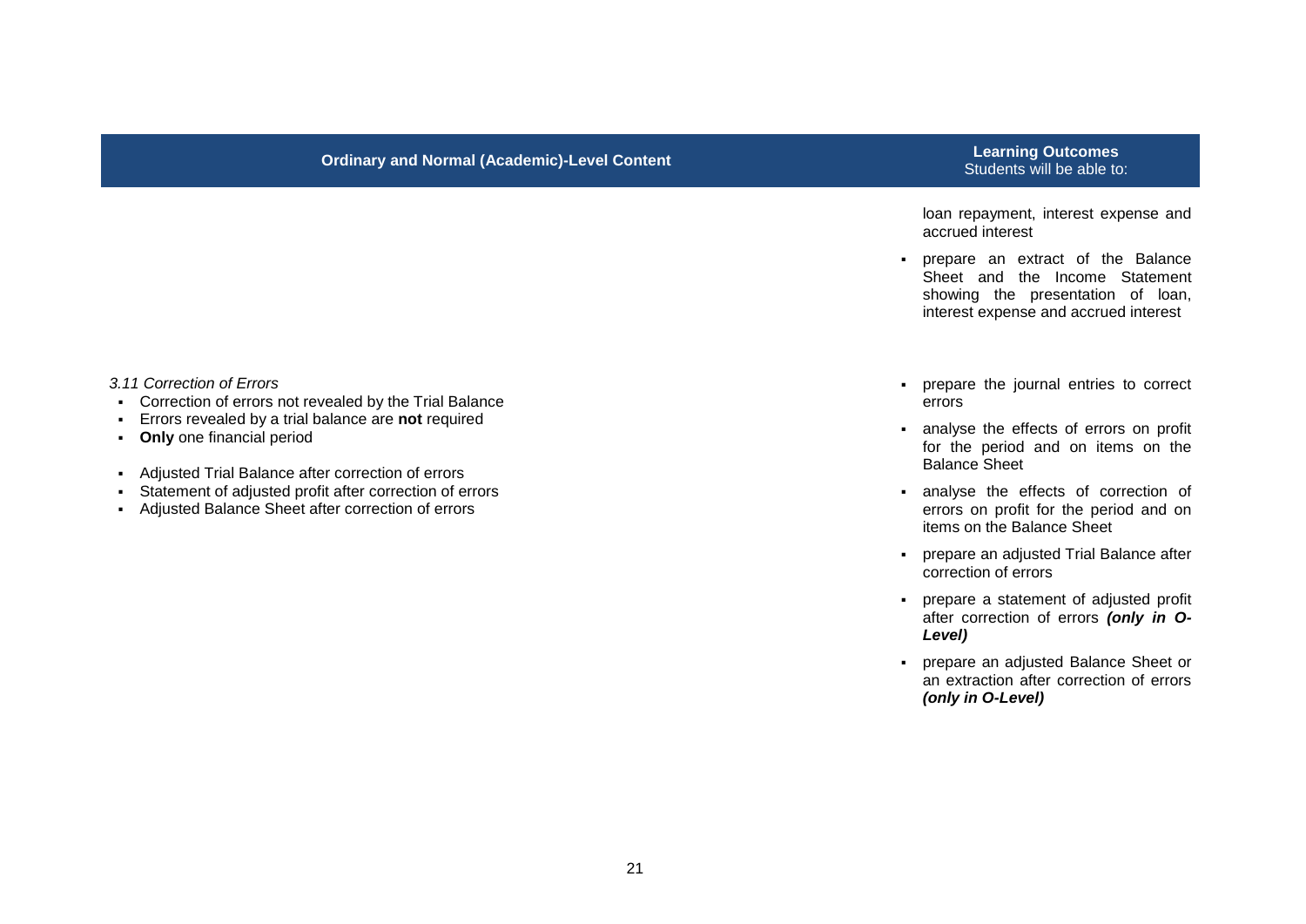| Ordinary and Normal (Academic)-Level Content | **Learning Outcomes** Students will be able to: |
|---|---|
| | loan repayment, interest expense and accrued interest<br>▪ prepare an extract of the Balance Sheet and the Income Statement showing the presentation of loan, interest expense and accrued interest |
| *3.11 Correction of Errors*<br>▪ Correction of errors not revealed by the Trial Balance<br>▪ Errors revealed by a trial balance are **not** required<br>▪ **Only** one financial period<br><br>▪ Adjusted Trial Balance after correction of errors<br>▪ Statement of adjusted profit after correction of errors<br>▪ Adjusted Balance Sheet after correction of errors | ▪ prepare the journal entries to correct errors<br>▪ analyse the effects of errors on profit for the period and on items on the Balance Sheet<br>▪ analyse the effects of correction of errors on profit for the period and on items on the Balance Sheet<br>▪ prepare an adjusted Trial Balance after correction of errors<br>▪ prepare a statement of adjusted profit after correction of errors ***(only in O-Level)***<br>▪ prepare an adjusted Balance Sheet or an extraction after correction of errors ***(only in O-Level)*** |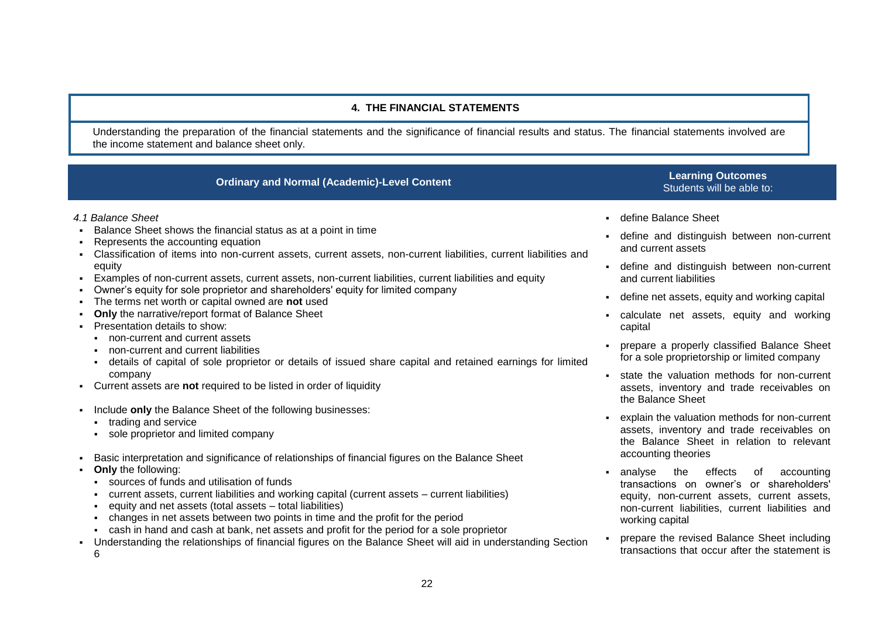## 4. THE FINANCIAL STATEMENTS

Understanding the preparation of the financial statements and the significance of financial results and status. The financial statements involved are the income statement and balance sheet only.

| Ordinary and Normal (Academic)-Level Content | Learning Outcomes<br>Students will be able to: |
|---|---|
| *4.1 Balance Sheet*<br>▪ Balance Sheet shows the financial status as at a point in time<br>▪ Represents the accounting equation<br>▪ Classification of items into non-current assets, current assets, non-current liabilities, current liabilities and equity<br>▪ Examples of non-current assets, current assets, non-current liabilities, current liabilities and equity<br>▪ Owner's equity for sole proprietor and shareholders' equity for limited company<br>▪ The terms net worth or capital owned are **not** used<br>▪ **Only** the narrative/report format of Balance Sheet<br>▪ Presentation details to show:<br>&nbsp;&nbsp;▪ non-current and current assets<br>&nbsp;&nbsp;▪ non-current and current liabilities<br>&nbsp;&nbsp;▪ details of capital of sole proprietor or details of issued share capital and retained earnings for limited company<br>▪ Current assets are **not** required to be listed in order of liquidity<br>▪ Include **only** the Balance Sheet of the following businesses:<br>&nbsp;&nbsp;▪ trading and service<br>&nbsp;&nbsp;▪ sole proprietor and limited company<br>▪ Basic interpretation and significance of relationships of financial figures on the Balance Sheet<br>▪ **Only** the following:<br>&nbsp;&nbsp;▪ sources of funds and utilisation of funds<br>&nbsp;&nbsp;▪ current assets, current liabilities and working capital (current assets – current liabilities)<br>&nbsp;&nbsp;▪ equity and net assets (total assets – total liabilities)<br>&nbsp;&nbsp;▪ changes in net assets between two points in time and the profit for the period<br>&nbsp;&nbsp;▪ cash in hand and cash at bank, net assets and profit for the period for a sole proprietor<br>▪ Understanding the relationships of financial figures on the Balance Sheet will aid in understanding Section 6 | ▪ define Balance Sheet<br>▪ define and distinguish between non-current and current assets<br>▪ define and distinguish between non-current and current liabilities<br>▪ define net assets, equity and working capital<br>▪ calculate net assets, equity and working capital<br>▪ prepare a properly classified Balance Sheet for a sole proprietorship or limited company<br>▪ state the valuation methods for non-current assets, inventory and trade receivables on the Balance Sheet<br>▪ explain the valuation methods for non-current assets, inventory and trade receivables on the Balance Sheet in relation to relevant accounting theories<br>▪ analyse the effects of accounting transactions on owner's or shareholders' equity, non-current assets, current assets, non-current liabilities, current liabilities and working capital<br>▪ prepare the revised Balance Sheet including transactions that occur after the statement is |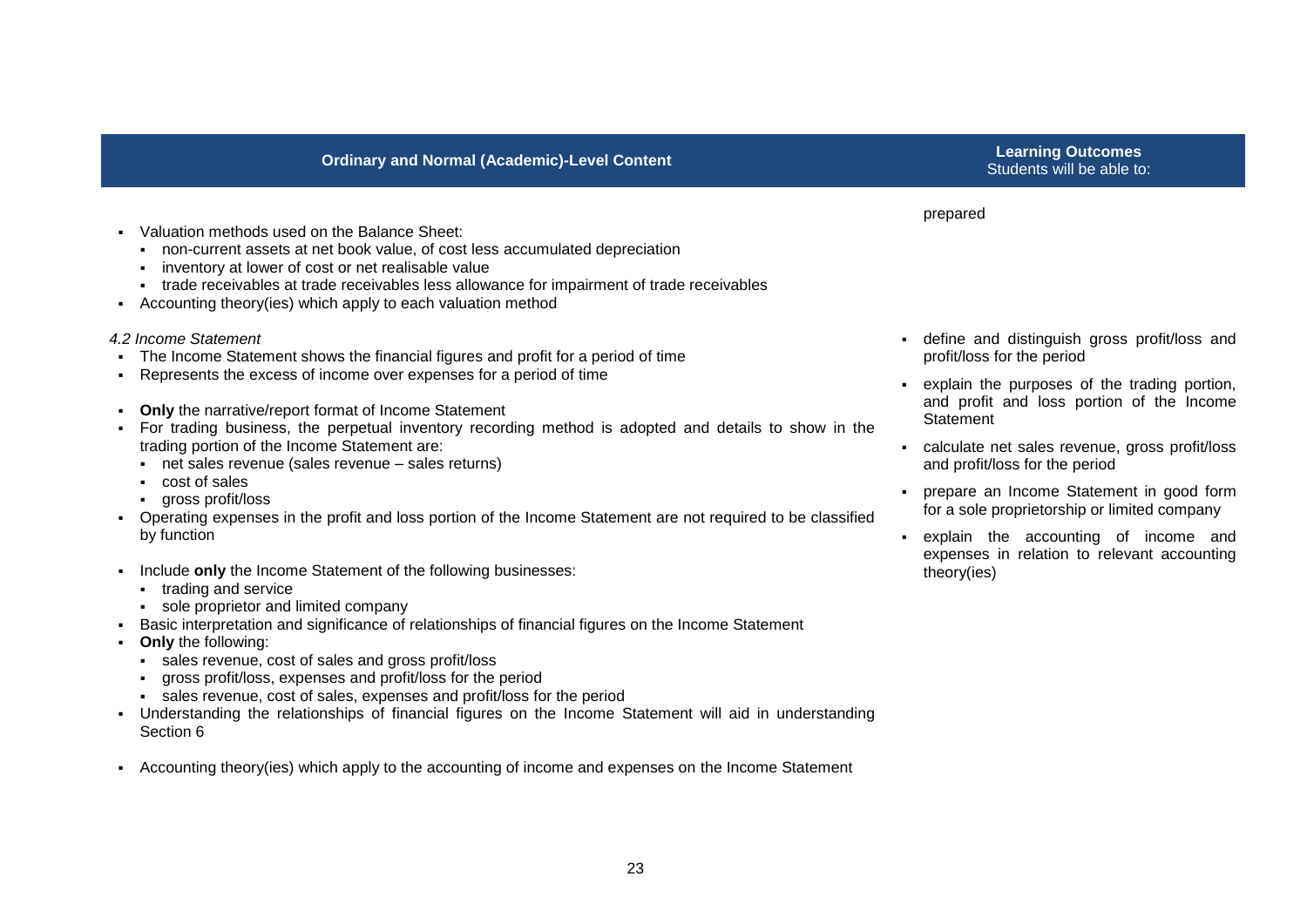| Ordinary and Normal (Academic)-Level Content | Learning Outcomes<br>Students will be able to: |
|---|---|
| ▪ Valuation methods used on the Balance Sheet:<br>&nbsp;&nbsp;▪ non-current assets at net book value, of cost less accumulated depreciation<br>&nbsp;&nbsp;▪ inventory at lower of cost or net realisable value<br>&nbsp;&nbsp;▪ trade receivables at trade receivables less allowance for impairment of trade receivables<br>▪ Accounting theory(ies) which apply to each valuation method | prepared |
| *4.2 Income Statement*<br>▪ The Income Statement shows the financial figures and profit for a period of time<br>▪ Represents the excess of income over expenses for a period of time<br><br>▪ **Only** the narrative/report format of Income Statement<br>▪ For trading business, the perpetual inventory recording method is adopted and details to show in the trading portion of the Income Statement are:<br>&nbsp;&nbsp;▪ net sales revenue (sales revenue – sales returns)<br>&nbsp;&nbsp;▪ cost of sales<br>&nbsp;&nbsp;▪ gross profit/loss<br>▪ Operating expenses in the profit and loss portion of the Income Statement are not required to be classified by function<br><br>▪ Include **only** the Income Statement of the following businesses:<br>&nbsp;&nbsp;▪ trading and service<br>&nbsp;&nbsp;▪ sole proprietor and limited company<br>▪ Basic interpretation and significance of relationships of financial figures on the Income Statement<br>▪ **Only** the following:<br>&nbsp;&nbsp;▪ sales revenue, cost of sales and gross profit/loss<br>&nbsp;&nbsp;▪ gross profit/loss, expenses and profit/loss for the period<br>&nbsp;&nbsp;▪ sales revenue, cost of sales, expenses and profit/loss for the period<br>▪ Understanding the relationships of financial figures on the Income Statement will aid in understanding Section 6<br><br>▪ Accounting theory(ies) which apply to the accounting of income and expenses on the Income Statement | ▪ define and distinguish gross profit/loss and profit/loss for the period<br>▪ explain the purposes of the trading portion, and profit and loss portion of the Income Statement<br>▪ calculate net sales revenue, gross profit/loss and profit/loss for the period<br>▪ prepare an Income Statement in good form for a sole proprietorship or limited company<br>▪ explain the accounting of income and expenses in relation to relevant accounting theory(ies) |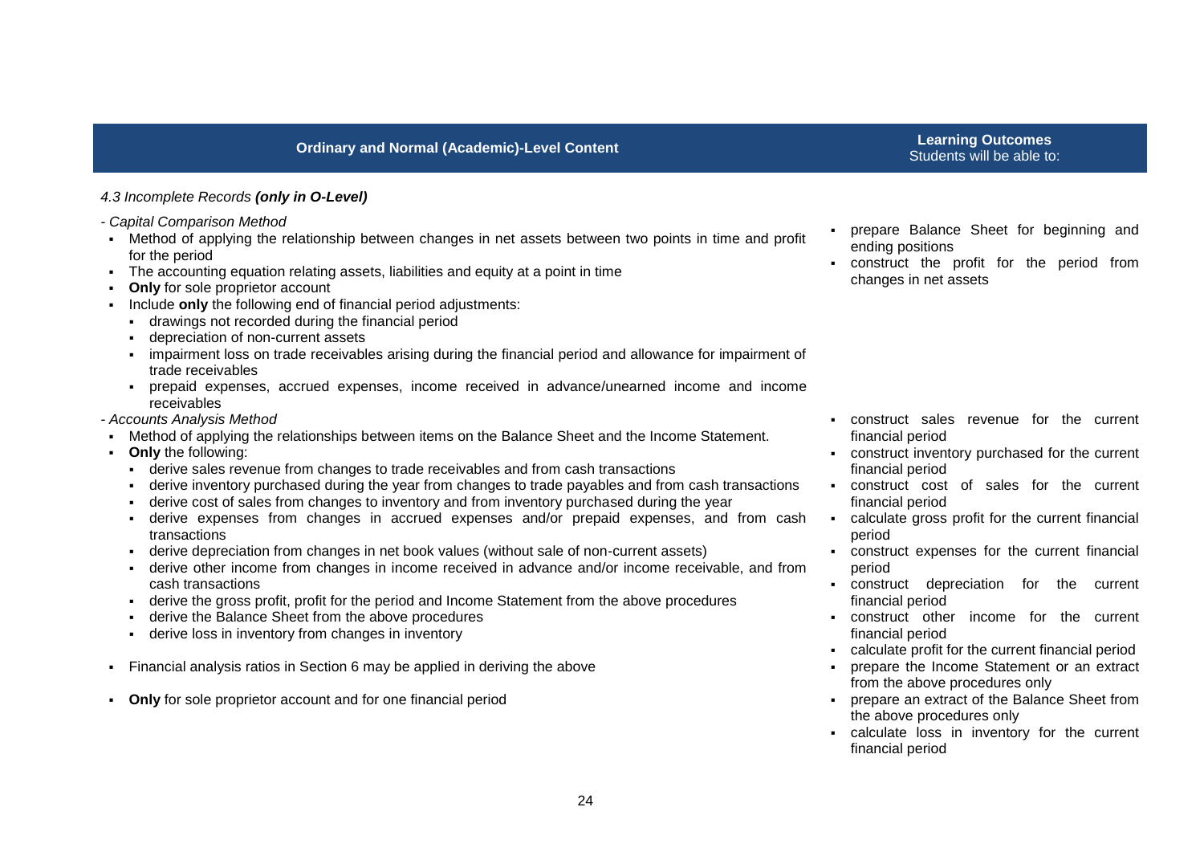| Ordinary and Normal (Academic)-Level Content | Learning Outcomes<br>Students will be able to: |
|---|---|
| *4.3 Incomplete Records **(only in O-Level)*** | |
| *- Capital Comparison Method*<br>▪ Method of applying the relationship between changes in net assets between two points in time and profit for the period<br>▪ The accounting equation relating assets, liabilities and equity at a point in time<br>▪ **Only** for sole proprietor account<br>▪ Include **only** the following end of financial period adjustments:<br>&nbsp;&nbsp;▪ drawings not recorded during the financial period<br>&nbsp;&nbsp;▪ depreciation of non-current assets<br>&nbsp;&nbsp;▪ impairment loss on trade receivables arising during the financial period and allowance for impairment of trade receivables<br>&nbsp;&nbsp;▪ prepaid expenses, accrued expenses, income received in advance/unearned income and income receivables | ▪ prepare Balance Sheet for beginning and ending positions<br>▪ construct the profit for the period from changes in net assets |
| *- Accounts Analysis Method*<br>▪ Method of applying the relationships between items on the Balance Sheet and the Income Statement.<br>▪ **Only** the following:<br>&nbsp;&nbsp;▪ derive sales revenue from changes to trade receivables and from cash transactions<br>&nbsp;&nbsp;▪ derive inventory purchased during the year from changes to trade payables and from cash transactions<br>&nbsp;&nbsp;▪ derive cost of sales from changes to inventory and from inventory purchased during the year<br>&nbsp;&nbsp;▪ derive expenses from changes in accrued expenses and/or prepaid expenses, and from cash transactions<br>&nbsp;&nbsp;▪ derive depreciation from changes in net book values (without sale of non-current assets)<br>&nbsp;&nbsp;▪ derive other income from changes in income received in advance and/or income receivable, and from cash transactions<br>&nbsp;&nbsp;▪ derive the gross profit, profit for the period and Income Statement from the above procedures<br>&nbsp;&nbsp;▪ derive the Balance Sheet from the above procedures<br>&nbsp;&nbsp;▪ derive loss in inventory from changes in inventory<br>▪ Financial analysis ratios in Section 6 may be applied in deriving the above<br>▪ **Only** for sole proprietor account and for one financial period | ▪ construct sales revenue for the current financial period<br>▪ construct inventory purchased for the current financial period<br>▪ construct cost of sales for the current financial period<br>▪ calculate gross profit for the current financial period<br>▪ construct expenses for the current financial period<br>▪ construct depreciation for the current financial period<br>▪ construct other income for the current financial period<br>▪ calculate profit for the current financial period<br>▪ prepare the Income Statement or an extract from the above procedures only<br>▪ prepare an extract of the Balance Sheet from the above procedures only<br>▪ calculate loss in inventory for the current financial period |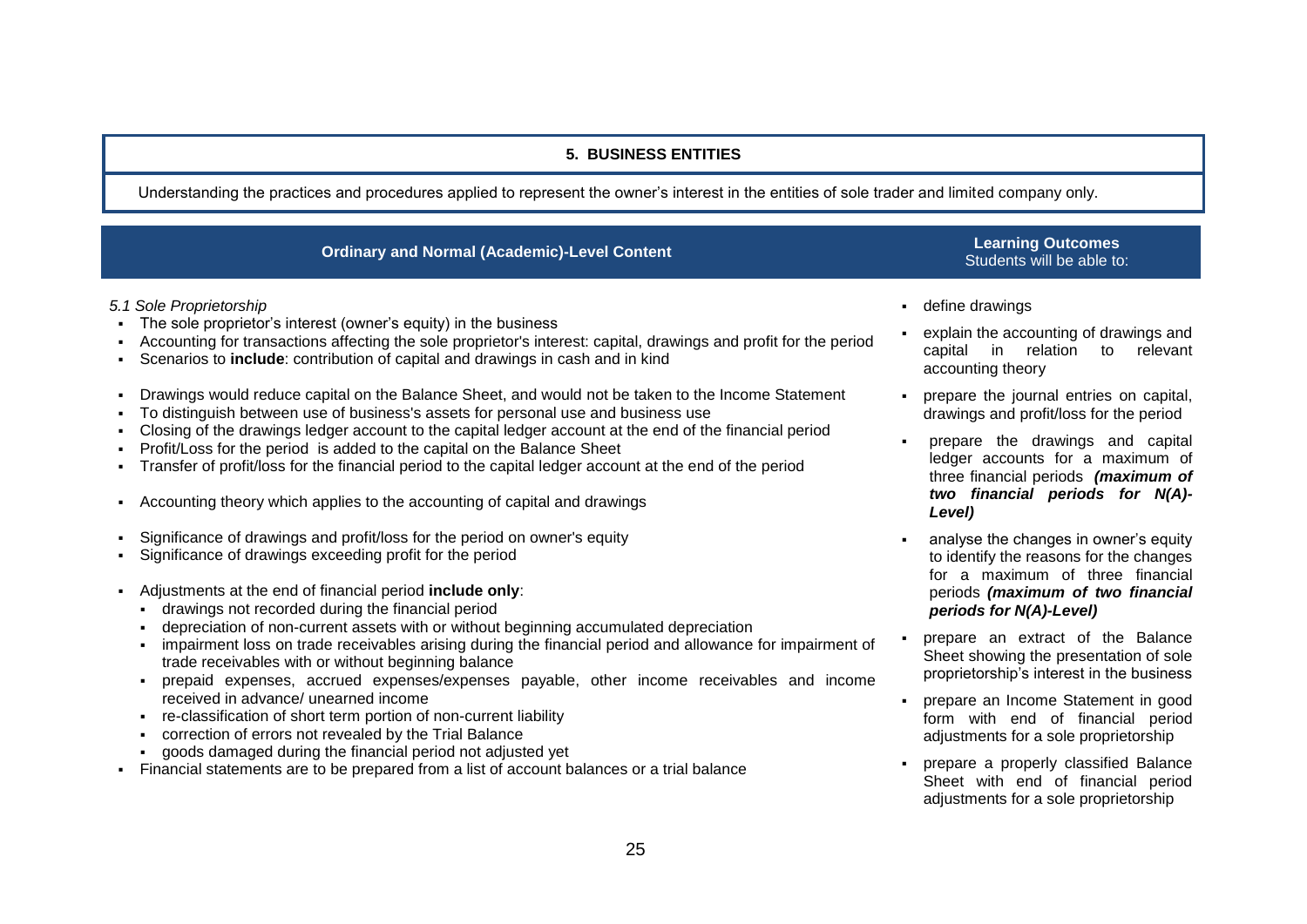## 5. BUSINESS ENTITIES

Understanding the practices and procedures applied to represent the owner's interest in the entities of sole trader and limited company only.

| Ordinary and Normal (Academic)-Level Content | Learning Outcomes<br>Students will be able to: |
|---|---|
| *5.1 Sole Proprietorship*<br>▪ The sole proprietor's interest (owner's equity) in the business<br>▪ Accounting for transactions affecting the sole proprietor's interest: capital, drawings and profit for the period<br>▪ Scenarios to **include**: contribution of capital and drawings in cash and in kind<br><br>▪ Drawings would reduce capital on the Balance Sheet, and would not be taken to the Income Statement<br>▪ To distinguish between use of business's assets for personal use and business use<br>▪ Closing of the drawings ledger account to the capital ledger account at the end of the financial period<br>▪ Profit/Loss for the period is added to the capital on the Balance Sheet<br>▪ Transfer of profit/loss for the financial period to the capital ledger account at the end of the period<br><br>▪ Accounting theory which applies to the accounting of capital and drawings<br><br>▪ Significance of drawings and profit/loss for the period on owner's equity<br>▪ Significance of drawings exceeding profit for the period<br><br>▪ Adjustments at the end of financial period **include only**:<br>&nbsp;&nbsp;▪ drawings not recorded during the financial period<br>&nbsp;&nbsp;▪ depreciation of non-current assets with or without beginning accumulated depreciation<br>&nbsp;&nbsp;▪ impairment loss on trade receivables arising during the financial period and allowance for impairment of trade receivables with or without beginning balance<br>&nbsp;&nbsp;▪ prepaid expenses, accrued expenses/expenses payable, other income receivables and income received in advance/ unearned income<br>&nbsp;&nbsp;▪ re-classification of short term portion of non-current liability<br>&nbsp;&nbsp;▪ correction of errors not revealed by the Trial Balance<br>&nbsp;&nbsp;▪ goods damaged during the financial period not adjusted yet<br>▪ Financial statements are to be prepared from a list of account balances or a trial balance | ▪ define drawings<br>▪ explain the accounting of drawings and capital in relation to relevant accounting theory<br>▪ prepare the journal entries on capital, drawings and profit/loss for the period<br>▪ prepare the drawings and capital ledger accounts for a maximum of three financial periods ***(maximum of two financial periods for N(A)-Level)***<br>▪ analyse the changes in owner's equity to identify the reasons for the changes for a maximum of three financial periods ***(maximum of two financial periods for N(A)-Level)***<br>▪ prepare an extract of the Balance Sheet showing the presentation of sole proprietorship's interest in the business<br>▪ prepare an Income Statement in good form with end of financial period adjustments for a sole proprietorship<br>▪ prepare a properly classified Balance Sheet with end of financial period adjustments for a sole proprietorship |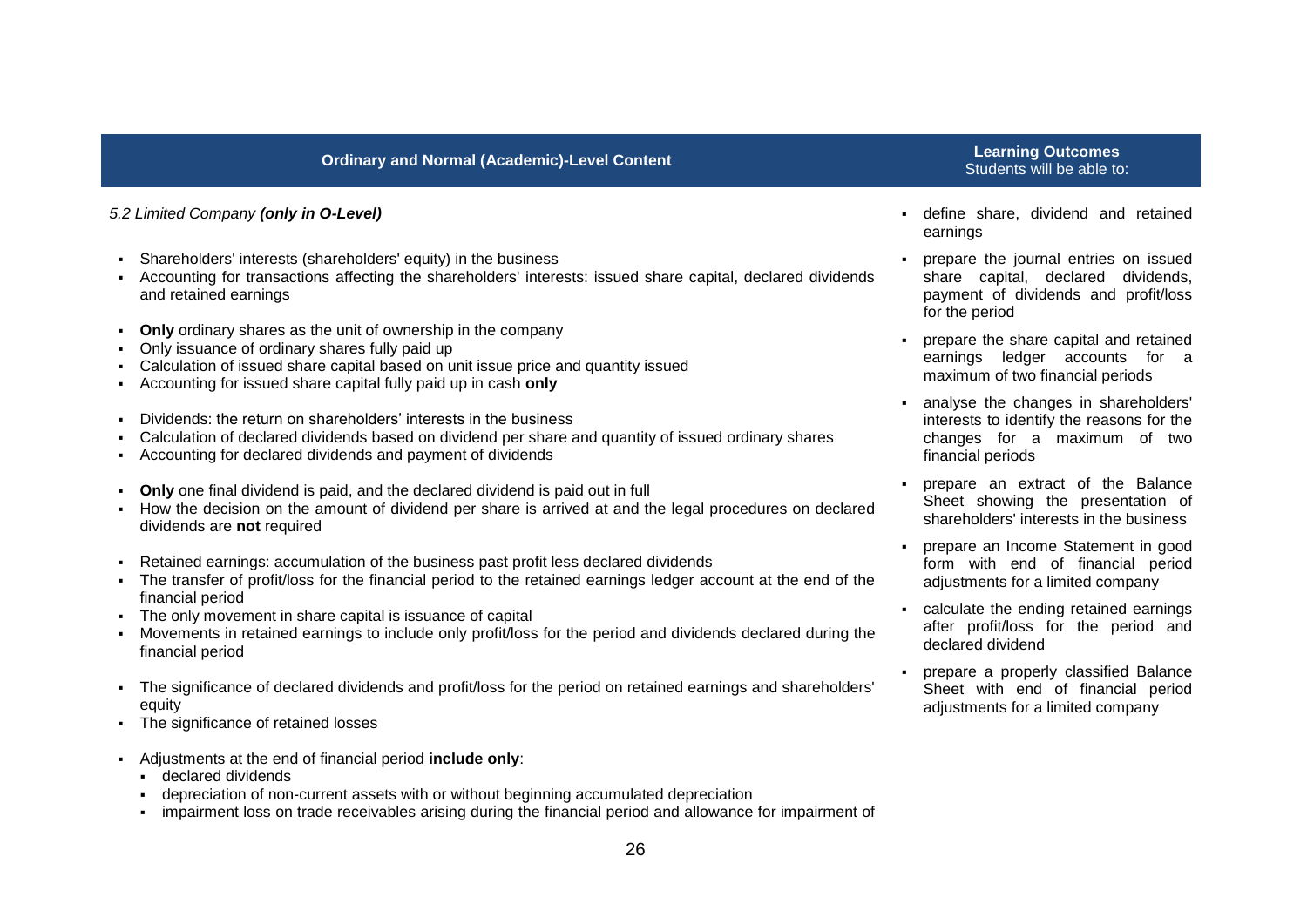| Ordinary and Normal (Academic)-Level Content | Learning Outcomes<br>Students will be able to: |
|---|---|
| *5.2 Limited Company **(only in O-Level)***<br><br>▪ Shareholders' interests (shareholders' equity) in the business<br>▪ Accounting for transactions affecting the shareholders' interests: issued share capital, declared dividends and retained earnings<br><br>▪ **Only** ordinary shares as the unit of ownership in the company<br>▪ Only issuance of ordinary shares fully paid up<br>▪ Calculation of issued share capital based on unit issue price and quantity issued<br>▪ Accounting for issued share capital fully paid up in cash **only**<br><br>▪ Dividends: the return on shareholders' interests in the business<br>▪ Calculation of declared dividends based on dividend per share and quantity of issued ordinary shares<br>▪ Accounting for declared dividends and payment of dividends<br><br>▪ **Only** one final dividend is paid, and the declared dividend is paid out in full<br>▪ How the decision on the amount of dividend per share is arrived at and the legal procedures on declared dividends are **not** required<br><br>▪ Retained earnings: accumulation of the business past profit less declared dividends<br>▪ The transfer of profit/loss for the financial period to the retained earnings ledger account at the end of the financial period<br>▪ The only movement in share capital is issuance of capital<br>▪ Movements in retained earnings to include only profit/loss for the period and dividends declared during the financial period<br><br>▪ The significance of declared dividends and profit/loss for the period on retained earnings and shareholders' equity<br>▪ The significance of retained losses<br><br>▪ Adjustments at the end of financial period **include only**:<br>&nbsp;&nbsp;▪ declared dividends<br>&nbsp;&nbsp;▪ depreciation of non-current assets with or without beginning accumulated depreciation<br>&nbsp;&nbsp;▪ impairment loss on trade receivables arising during the financial period and allowance for impairment of | ▪ define share, dividend and retained earnings<br>▪ prepare the journal entries on issued share capital, declared dividends, payment of dividends and profit/loss for the period<br>▪ prepare the share capital and retained earnings ledger accounts for a maximum of two financial periods<br>▪ analyse the changes in shareholders' interests to identify the reasons for the changes for a maximum of two financial periods<br>▪ prepare an extract of the Balance Sheet showing the presentation of shareholders' interests in the business<br>▪ prepare an Income Statement in good form with end of financial period adjustments for a limited company<br>▪ calculate the ending retained earnings after profit/loss for the period and declared dividend<br>▪ prepare a properly classified Balance Sheet with end of financial period adjustments for a limited company |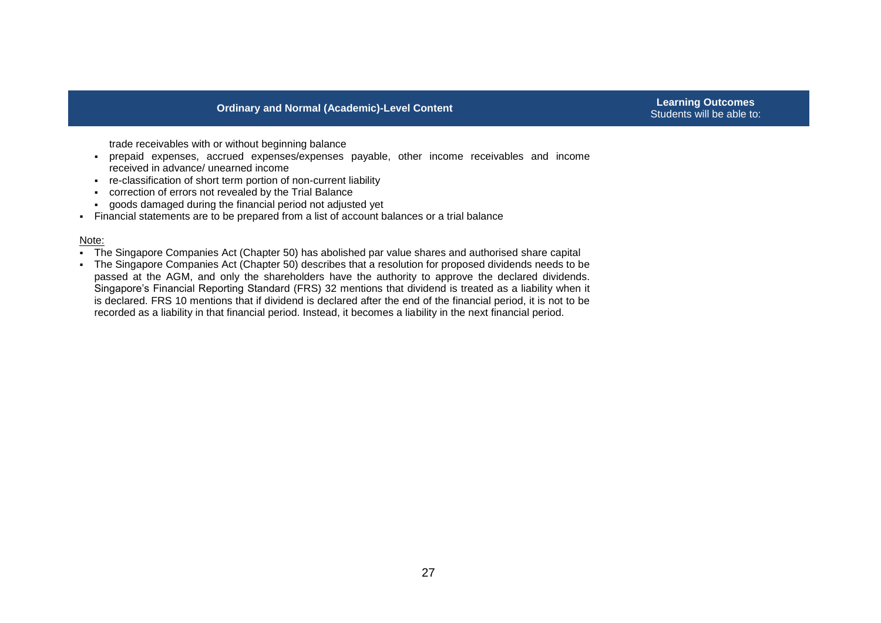| Ordinary and Normal (Academic)-Level Content | Learning Outcomes Students will be able to: |
|---|---|
| trade receivables with or without beginning balance<br>▪ prepaid expenses, accrued expenses/expenses payable, other income receivables and income received in advance/ unearned income<br>▪ re-classification of short term portion of non-current liability<br>▪ correction of errors not revealed by the Trial Balance<br>▪ goods damaged during the financial period not adjusted yet<br>▪ Financial statements are to be prepared from a list of account balances or a trial balance<br><br>Note:<br>▪ The Singapore Companies Act (Chapter 50) has abolished par value shares and authorised share capital<br>▪ The Singapore Companies Act (Chapter 50) describes that a resolution for proposed dividends needs to be passed at the AGM, and only the shareholders have the authority to approve the declared dividends. Singapore's Financial Reporting Standard (FRS) 32 mentions that dividend is treated as a liability when it is declared. FRS 10 mentions that if dividend is declared after the end of the financial period, it is not to be recorded as a liability in that financial period. Instead, it becomes a liability in the next financial period. | |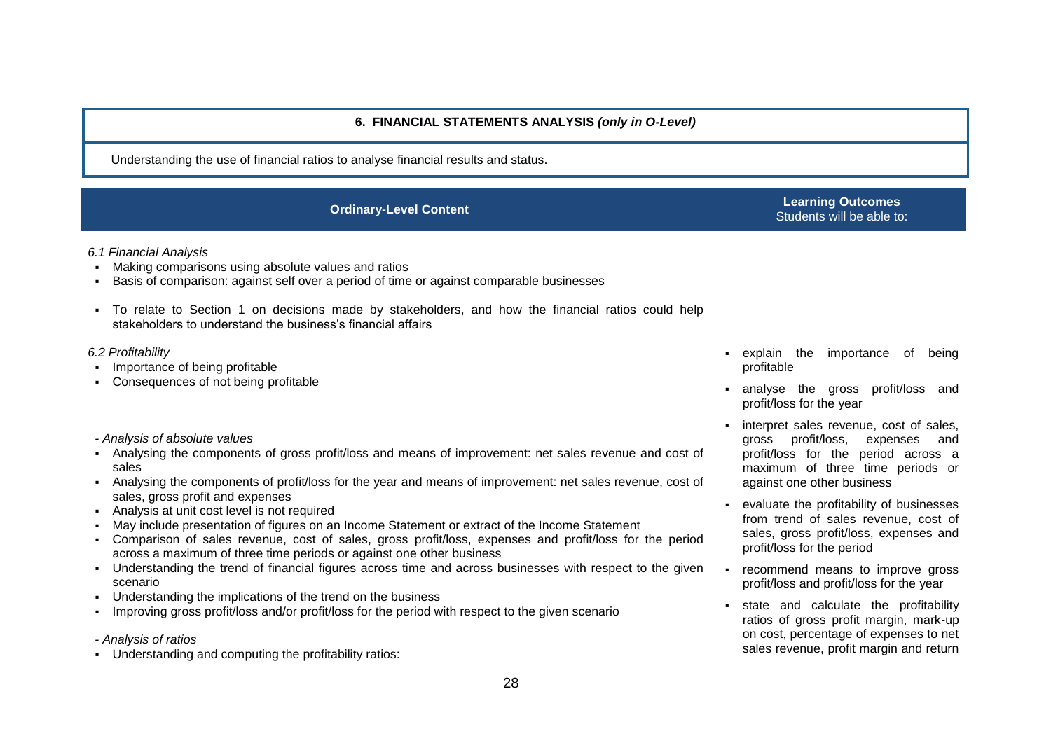## 6. FINANCIAL STATEMENTS ANALYSIS *(only in O-Level)*

Understanding the use of financial ratios to analyse financial results and status.

| Ordinary-Level Content | Learning Outcomes<br>Students will be able to: |
|---|---|
| *6.1 Financial Analysis*<br>▪ Making comparisons using absolute values and ratios<br>▪ Basis of comparison: against self over a period of time or against comparable businesses<br>▪ To relate to Section 1 on decisions made by stakeholders, and how the financial ratios could help stakeholders to understand the business's financial affairs | |
| *6.2 Profitability*<br>▪ Importance of being profitable<br>▪ Consequences of not being profitable<br><br>*- Analysis of absolute values*<br>▪ Analysing the components of gross profit/loss and means of improvement: net sales revenue and cost of sales<br>▪ Analysing the components of profit/loss for the year and means of improvement: net sales revenue, cost of sales, gross profit and expenses<br>▪ Analysis at unit cost level is not required<br>▪ May include presentation of figures on an Income Statement or extract of the Income Statement<br>▪ Comparison of sales revenue, cost of sales, gross profit/loss, expenses and profit/loss for the period across a maximum of three time periods or against one other business<br>▪ Understanding the trend of financial figures across time and across businesses with respect to the given scenario<br>▪ Understanding the implications of the trend on the business<br>▪ Improving gross profit/loss and/or profit/loss for the period with respect to the given scenario<br><br>*- Analysis of ratios*<br>▪ Understanding and computing the profitability ratios: | ▪ explain the importance of being profitable<br>▪ analyse the gross profit/loss and profit/loss for the year<br>▪ interpret sales revenue, cost of sales, gross profit/loss, expenses and profit/loss for the period across a maximum of three time periods or against one other business<br>▪ evaluate the profitability of businesses from trend of sales revenue, cost of sales, gross profit/loss, expenses and profit/loss for the period<br>▪ recommend means to improve gross profit/loss and profit/loss for the year<br>▪ state and calculate the profitability ratios of gross profit margin, mark-up on cost, percentage of expenses to net sales revenue, profit margin and return |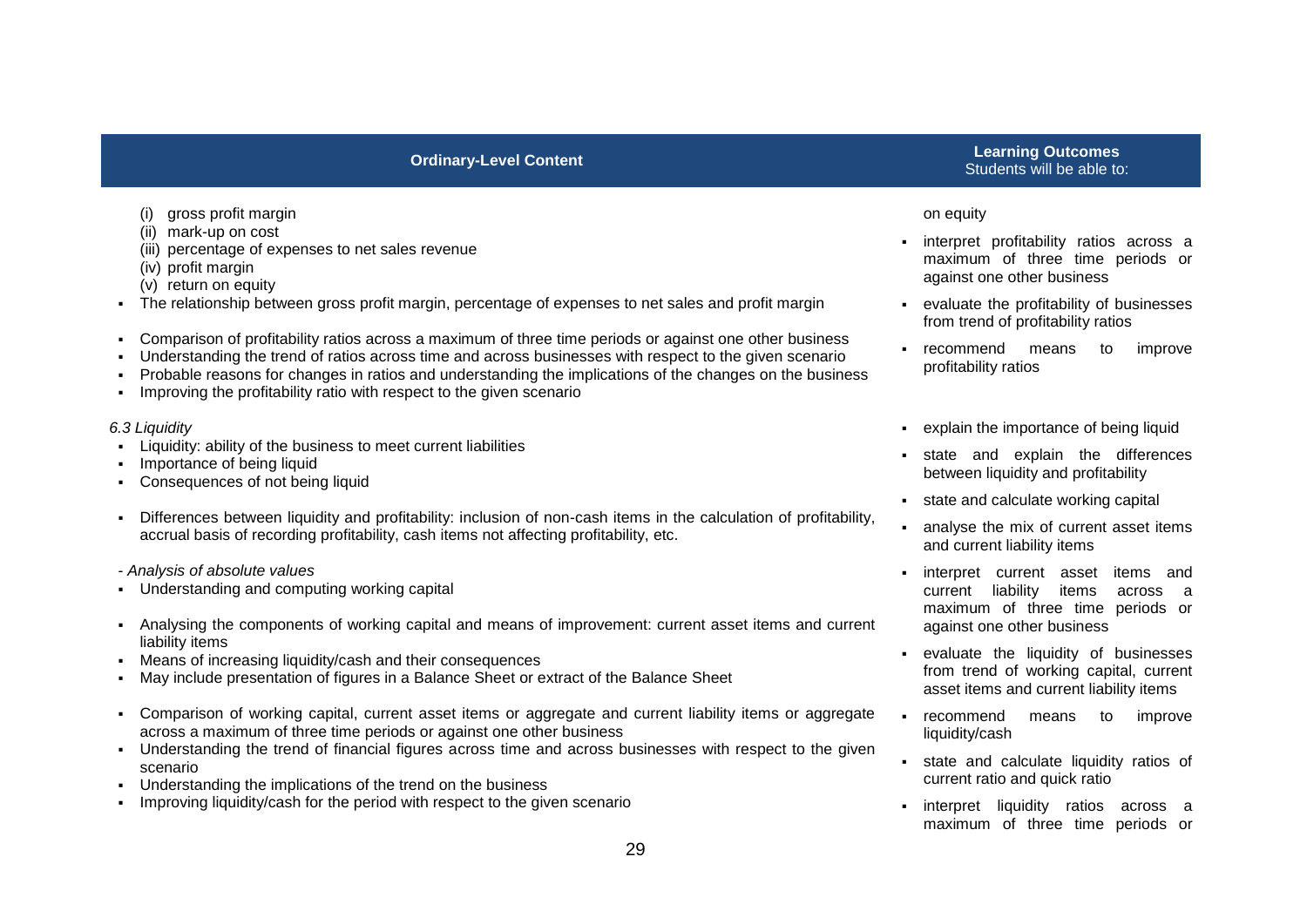| Ordinary-Level Content | Learning Outcomes<br>Students will be able to: |
|---|---|
| (i) gross profit margin<br>(ii) mark-up on cost<br>(iii) percentage of expenses to net sales revenue<br>(iv) profit margin<br>(v) return on equity<br>▪ The relationship between gross profit margin, percentage of expenses to net sales and profit margin<br>▪ Comparison of profitability ratios across a maximum of three time periods or against one other business<br>▪ Understanding the trend of ratios across time and across businesses with respect to the given scenario<br>▪ Probable reasons for changes in ratios and understanding the implications of the changes on the business<br>▪ Improving the profitability ratio with respect to the given scenario | on equity<br>▪ interpret profitability ratios across a maximum of three time periods or against one other business<br>▪ evaluate the profitability of businesses from trend of profitability ratios<br>▪ recommend means to improve profitability ratios |
| *6.3 Liquidity*<br>▪ Liquidity: ability of the business to meet current liabilities<br>▪ Importance of being liquid<br>▪ Consequences of not being liquid<br>▪ Differences between liquidity and profitability: inclusion of non-cash items in the calculation of profitability, accrual basis of recording profitability, cash items not affecting profitability, etc.<br>*- Analysis of absolute values*<br>▪ Understanding and computing working capital<br>▪ Analysing the components of working capital and means of improvement: current asset items and current liability items<br>▪ Means of increasing liquidity/cash and their consequences<br>▪ May include presentation of figures in a Balance Sheet or extract of the Balance Sheet<br>▪ Comparison of working capital, current asset items or aggregate and current liability items or aggregate across a maximum of three time periods or against one other business<br>▪ Understanding the trend of financial figures across time and across businesses with respect to the given scenario<br>▪ Understanding the implications of the trend on the business<br>▪ Improving liquidity/cash for the period with respect to the given scenario | ▪ explain the importance of being liquid<br>▪ state and explain the differences between liquidity and profitability<br>▪ state and calculate working capital<br>▪ analyse the mix of current asset items and current liability items<br>▪ interpret current asset items and current liability items across a maximum of three time periods or against one other business<br>▪ evaluate the liquidity of businesses from trend of working capital, current asset items and current liability items<br>▪ recommend means to improve liquidity/cash<br>▪ state and calculate liquidity ratios of current ratio and quick ratio<br>▪ interpret liquidity ratios across a maximum of three time periods or |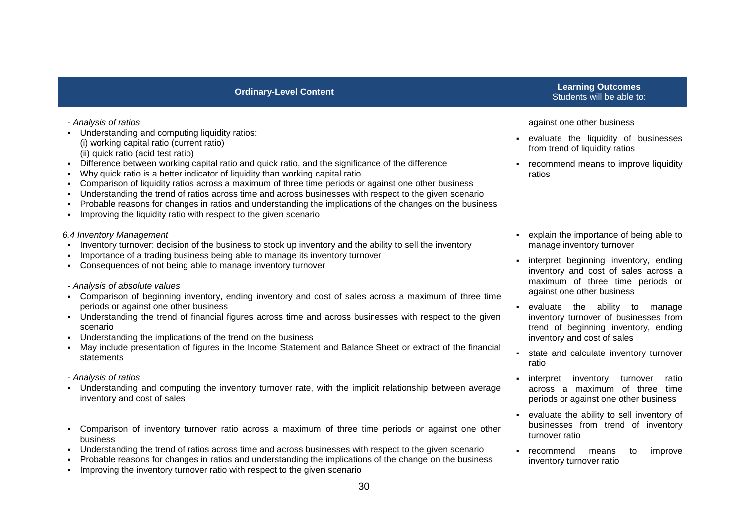| Ordinary-Level Content | Learning Outcomes<br>Students will be able to: |
|---|---|
| *- Analysis of ratios*<br>▪ Understanding and computing liquidity ratios:<br>(i) working capital ratio (current ratio)<br>(ii) quick ratio (acid test ratio)<br>▪ Difference between working capital ratio and quick ratio, and the significance of the difference<br>▪ Why quick ratio is a better indicator of liquidity than working capital ratio<br>▪ Comparison of liquidity ratios across a maximum of three time periods or against one other business<br>▪ Understanding the trend of ratios across time and across businesses with respect to the given scenario<br>▪ Probable reasons for changes in ratios and understanding the implications of the changes on the business<br>▪ Improving the liquidity ratio with respect to the given scenario | against one other business<br>▪ evaluate the liquidity of businesses from trend of liquidity ratios<br>▪ recommend means to improve liquidity ratios |
| *6.4 Inventory Management*<br>▪ Inventory turnover: decision of the business to stock up inventory and the ability to sell the inventory<br>▪ Importance of a trading business being able to manage its inventory turnover<br>▪ Consequences of not being able to manage inventory turnover<br><br>*- Analysis of absolute values*<br>▪ Comparison of beginning inventory, ending inventory and cost of sales across a maximum of three time periods or against one other business<br>▪ Understanding the trend of financial figures across time and across businesses with respect to the given scenario<br>▪ Understanding the implications of the trend on the business<br>▪ May include presentation of figures in the Income Statement and Balance Sheet or extract of the financial statements<br><br>*- Analysis of ratios*<br>▪ Understanding and computing the inventory turnover rate, with the implicit relationship between average inventory and cost of sales<br><br>▪ Comparison of inventory turnover ratio across a maximum of three time periods or against one other business<br>▪ Understanding the trend of ratios across time and across businesses with respect to the given scenario<br>▪ Probable reasons for changes in ratios and understanding the implications of the change on the business<br>▪ Improving the inventory turnover ratio with respect to the given scenario | ▪ explain the importance of being able to manage inventory turnover<br>▪ interpret beginning inventory, ending inventory and cost of sales across a maximum of three time periods or against one other business<br>▪ evaluate the ability to manage inventory turnover of businesses from trend of beginning inventory, ending inventory and cost of sales<br>▪ state and calculate inventory turnover ratio<br>▪ interpret inventory turnover ratio across a maximum of three time periods or against one other business<br>▪ evaluate the ability to sell inventory of businesses from trend of inventory turnover ratio<br>▪ recommend means to improve inventory turnover ratio |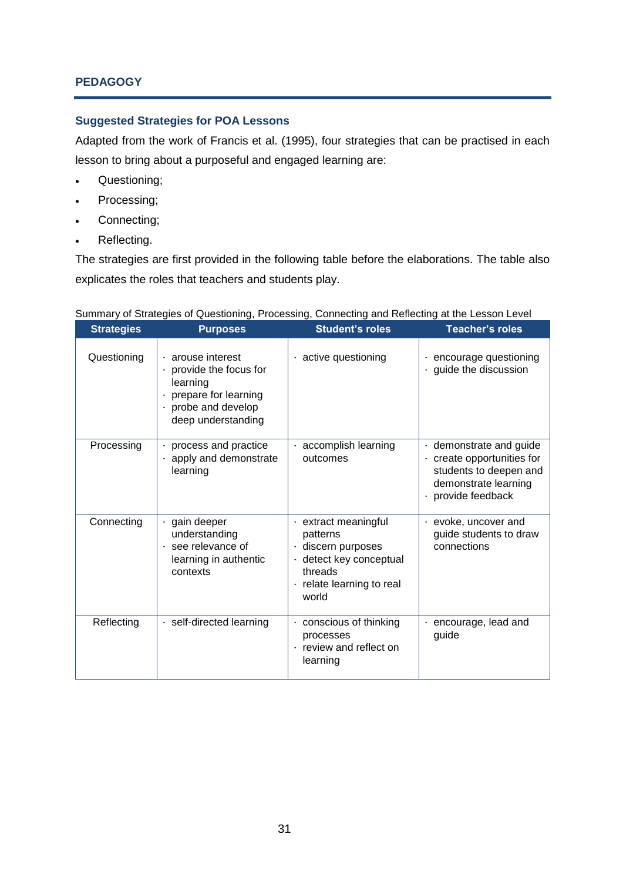## PEDAGOGY

### Suggested Strategies for POA Lessons

Adapted from the work of Francis et al. (1995), four strategies that can be practised in each lesson to bring about a purposeful and engaged learning are:

- Questioning;
- Processing;
- Connecting;
- Reflecting.

The strategies are first provided in the following table before the elaborations. The table also explicates the roles that teachers and students play.

Summary of Strategies of Questioning, Processing, Connecting and Reflecting at the Lesson Level

| Strategies | Purposes | Student's roles | Teacher's roles |
|---|---|---|---|
| Questioning | · arouse interest<br>· provide the focus for learning<br>· prepare for learning<br>· probe and develop deep understanding | · active questioning | · encourage questioning<br>· guide the discussion |
| Processing | · process and practice<br>· apply and demonstrate learning | · accomplish learning outcomes | · demonstrate and guide<br>· create opportunities for students to deepen and demonstrate learning<br>· provide feedback |
| Connecting | · gain deeper understanding<br>· see relevance of learning in authentic contexts | · extract meaningful patterns<br>· discern purposes<br>· detect key conceptual threads<br>· relate learning to real world | · evoke, uncover and guide students to draw connections |
| Reflecting | · self-directed learning | · conscious of thinking processes<br>· review and reflect on learning | · encourage, lead and guide |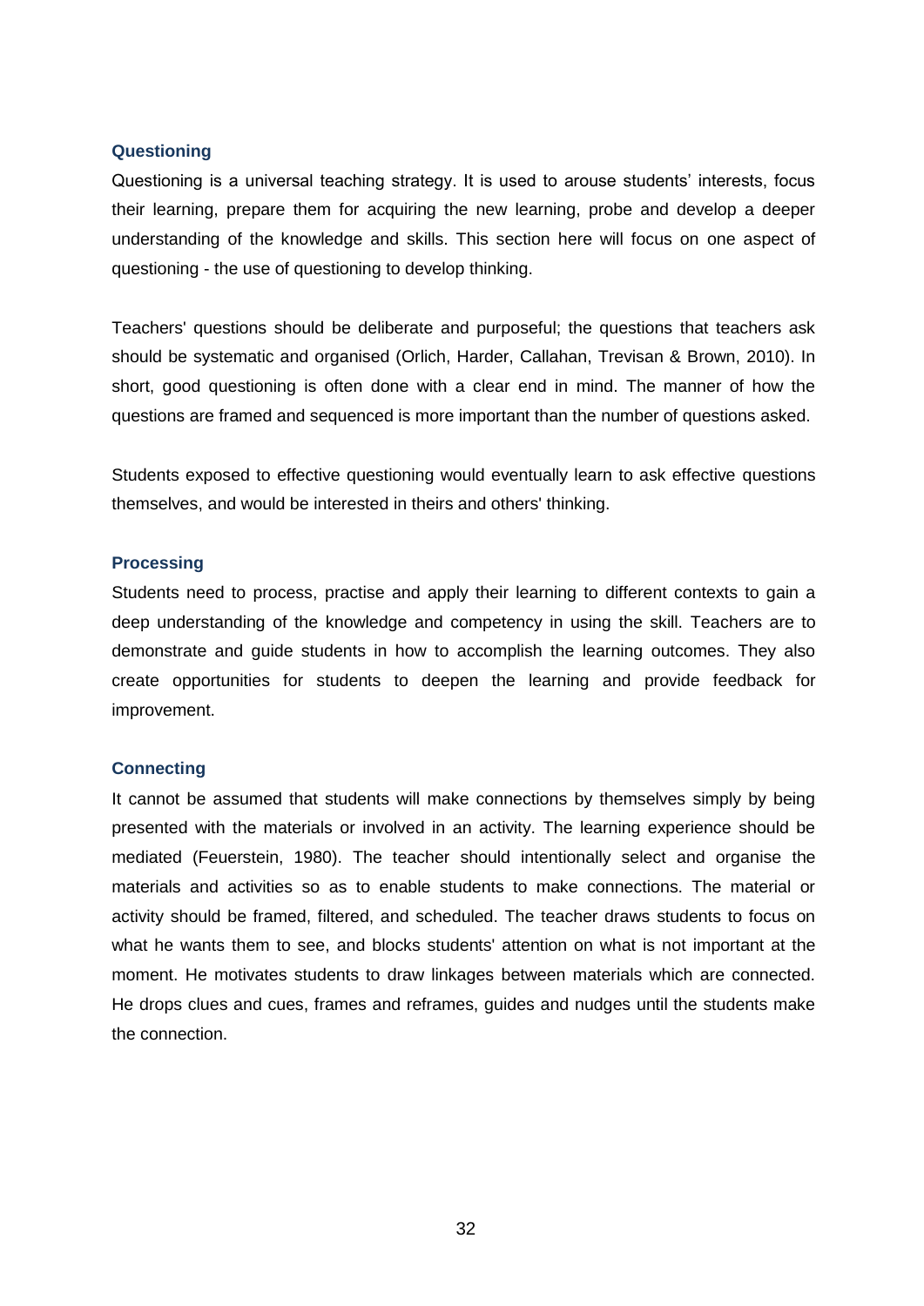### Questioning

Questioning is a universal teaching strategy. It is used to arouse students' interests, focus their learning, prepare them for acquiring the new learning, probe and develop a deeper understanding of the knowledge and skills. This section here will focus on one aspect of questioning - the use of questioning to develop thinking.

Teachers' questions should be deliberate and purposeful; the questions that teachers ask should be systematic and organised (Orlich, Harder, Callahan, Trevisan & Brown, 2010). In short, good questioning is often done with a clear end in mind. The manner of how the questions are framed and sequenced is more important than the number of questions asked.

Students exposed to effective questioning would eventually learn to ask effective questions themselves, and would be interested in theirs and others' thinking.

### Processing

Students need to process, practise and apply their learning to different contexts to gain a deep understanding of the knowledge and competency in using the skill. Teachers are to demonstrate and guide students in how to accomplish the learning outcomes. They also create opportunities for students to deepen the learning and provide feedback for improvement.

### Connecting

It cannot be assumed that students will make connections by themselves simply by being presented with the materials or involved in an activity. The learning experience should be mediated (Feuerstein, 1980). The teacher should intentionally select and organise the materials and activities so as to enable students to make connections. The material or activity should be framed, filtered, and scheduled. The teacher draws students to focus on what he wants them to see, and blocks students' attention on what is not important at the moment. He motivates students to draw linkages between materials which are connected. He drops clues and cues, frames and reframes, guides and nudges until the students make the connection.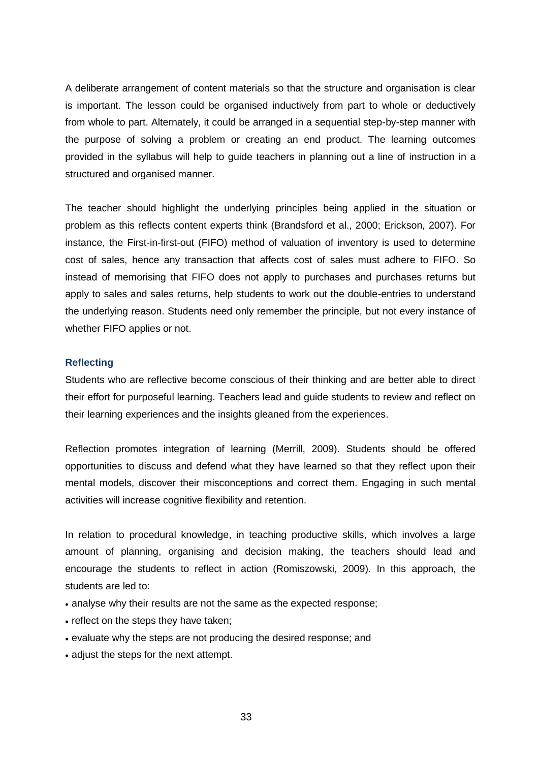A deliberate arrangement of content materials so that the structure and organisation is clear is important. The lesson could be organised inductively from part to whole or deductively from whole to part. Alternately, it could be arranged in a sequential step-by-step manner with the purpose of solving a problem or creating an end product. The learning outcomes provided in the syllabus will help to guide teachers in planning out a line of instruction in a structured and organised manner.

The teacher should highlight the underlying principles being applied in the situation or problem as this reflects content experts think (Brandsford et al., 2000; Erickson, 2007). For instance, the First-in-first-out (FIFO) method of valuation of inventory is used to determine cost of sales, hence any transaction that affects cost of sales must adhere to FIFO. So instead of memorising that FIFO does not apply to purchases and purchases returns but apply to sales and sales returns, help students to work out the double-entries to understand the underlying reason. Students need only remember the principle, but not every instance of whether FIFO applies or not.

### Reflecting

Students who are reflective become conscious of their thinking and are better able to direct their effort for purposeful learning. Teachers lead and guide students to review and reflect on their learning experiences and the insights gleaned from the experiences.

Reflection promotes integration of learning (Merrill, 2009). Students should be offered opportunities to discuss and defend what they have learned so that they reflect upon their mental models, discover their misconceptions and correct them. Engaging in such mental activities will increase cognitive flexibility and retention.

In relation to procedural knowledge, in teaching productive skills, which involves a large amount of planning, organising and decision making, the teachers should lead and encourage the students to reflect in action (Romiszowski, 2009). In this approach, the students are led to:

- analyse why their results are not the same as the expected response;
- reflect on the steps they have taken;
- evaluate why the steps are not producing the desired response; and
- adjust the steps for the next attempt.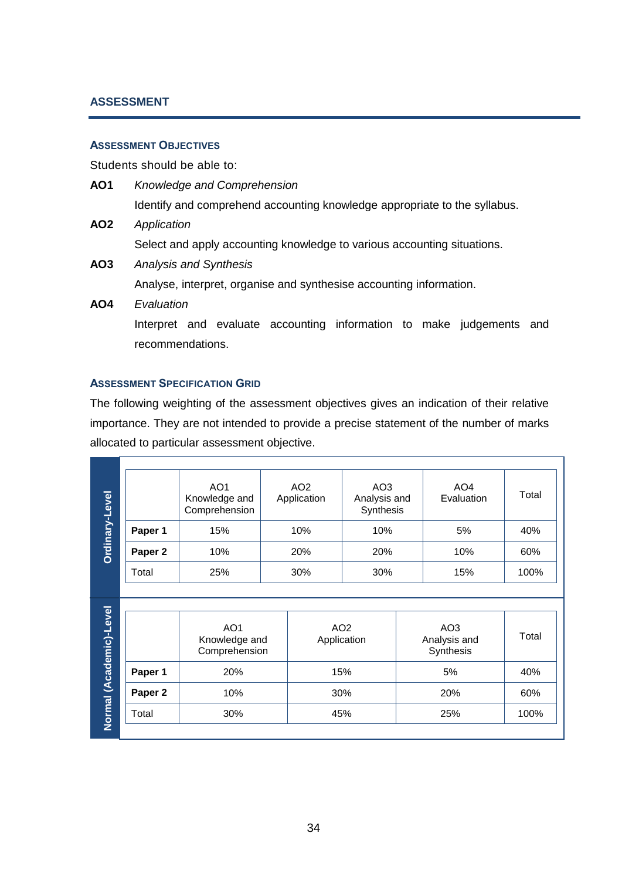## ASSESSMENT

### ASSESSMENT OBJECTIVES

Students should be able to:

**AO1** *Knowledge and Comprehension*

Identify and comprehend accounting knowledge appropriate to the syllabus.

**AO2** *Application*

Select and apply accounting knowledge to various accounting situations.

**AO3** *Analysis and Synthesis*

Analyse, interpret, organise and synthesise accounting information.

**AO4** *Evaluation*

Interpret and evaluate accounting information to make judgements and recommendations.

### ASSESSMENT SPECIFICATION GRID

The following weighting of the assessment objectives gives an indication of their relative importance. They are not intended to provide a precise statement of the number of marks allocated to particular assessment objective.

**Ordinary-Level**

| | AO1 Knowledge and Comprehension | AO2 Application | AO3 Analysis and Synthesis | AO4 Evaluation | Total |
|---|---|---|---|---|---|
| **Paper 1** | 15% | 10% | 10% | 5% | 40% |
| **Paper 2** | 10% | 20% | 20% | 10% | 60% |
| Total | 25% | 30% | 30% | 15% | 100% |

**Normal (Academic)-Level**

| | AO1 Knowledge and Comprehension | AO2 Application | AO3 Analysis and Synthesis | Total |
|---|---|---|---|---|
| **Paper 1** | 20% | 15% | 5% | 40% |
| **Paper 2** | 10% | 30% | 20% | 60% |
| Total | 30% | 45% | 25% | 100% |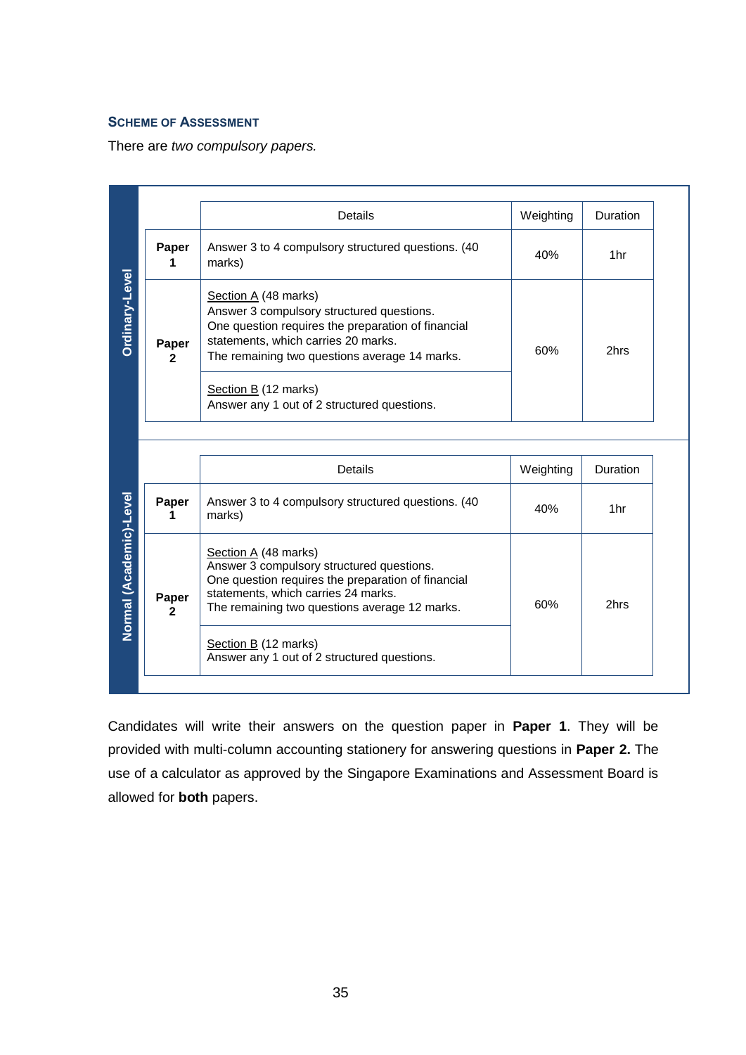### SCHEME OF ASSESSMENT

There are *two compulsory papers.*

**Ordinary-Level**

| | Details | Weighting | Duration |
|---|---|---|---|
| **Paper 1** | Answer 3 to 4 compulsory structured questions. (40 marks) | 40% | 1hr |
| **Paper 2** | Section A (48 marks) Answer 3 compulsory structured questions. One question requires the preparation of financial statements, which carries 20 marks. The remaining two questions average 14 marks. | 60% | 2hrs |
| | Section B (12 marks) Answer any 1 out of 2 structured questions. | | |

**Normal (Academic)-Level**

| | Details | Weighting | Duration |
|---|---|---|---|
| **Paper 1** | Answer 3 to 4 compulsory structured questions. (40 marks) | 40% | 1hr |
| **Paper 2** | Section A (48 marks) Answer 3 compulsory structured questions. One question requires the preparation of financial statements, which carries 24 marks. The remaining two questions average 12 marks. | 60% | 2hrs |
| | Section B (12 marks) Answer any 1 out of 2 structured questions. | | |

Candidates will write their answers on the question paper in **Paper 1**. They will be provided with multi-column accounting stationery for answering questions in **Paper 2.** The use of a calculator as approved by the Singapore Examinations and Assessment Board is allowed for **both** papers.